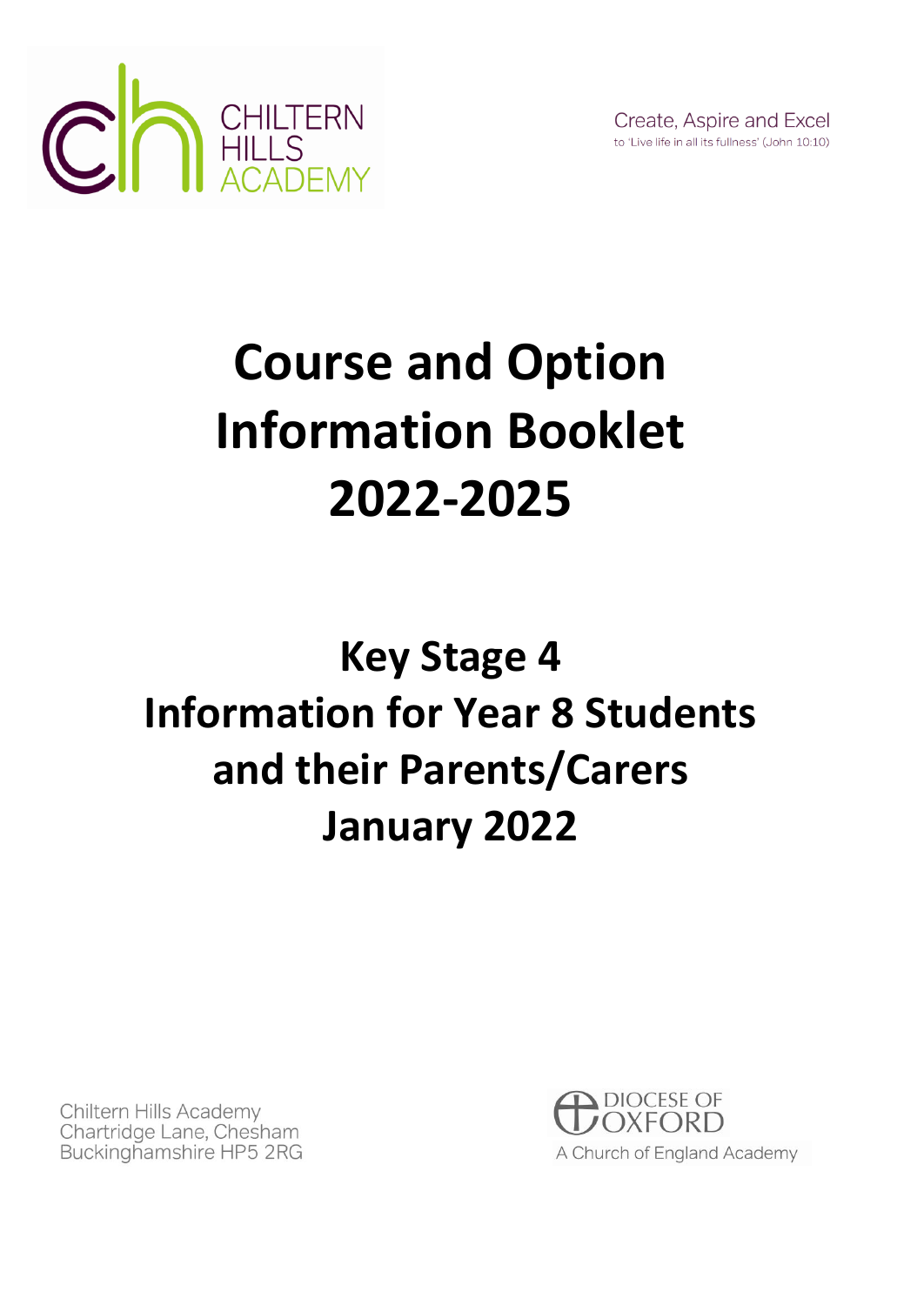CHILTERN HILLS ACADEMY

Create, Aspire and Excel
to 'Live life in all its fullness' (John 10:10)

# Course and Option Information Booklet 2022-2025

## Key Stage 4
## Information for Year 8 Students and their Parents/Carers
## January 2022

Chiltern Hills Academy
Chartridge Lane, Chesham
Buckinghamshire HP5 2RG

DIOCESE OF OXFORD
A Church of England Academy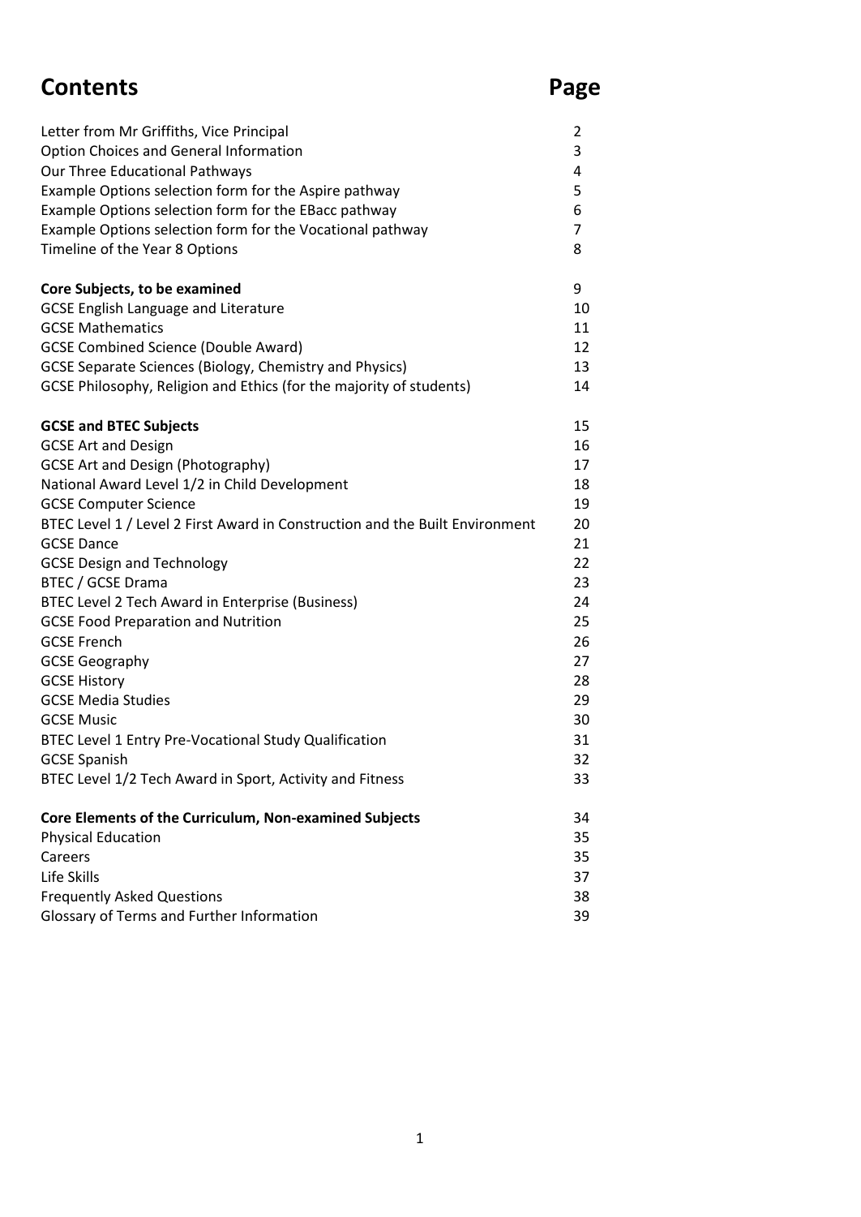# Contents

| | Page |
|---|---|
| Letter from Mr Griffiths, Vice Principal | 2 |
| Option Choices and General Information | 3 |
| Our Three Educational Pathways | 4 |
| Example Options selection form for the Aspire pathway | 5 |
| Example Options selection form for the EBacc pathway | 6 |
| Example Options selection form for the Vocational pathway | 7 |
| Timeline of the Year 8 Options | 8 |
| **Core Subjects, to be examined** | 9 |
| GCSE English Language and Literature | 10 |
| GCSE Mathematics | 11 |
| GCSE Combined Science (Double Award) | 12 |
| GCSE Separate Sciences (Biology, Chemistry and Physics) | 13 |
| GCSE Philosophy, Religion and Ethics (for the majority of students) | 14 |
| **GCSE and BTEC Subjects** | 15 |
| GCSE Art and Design | 16 |
| GCSE Art and Design (Photography) | 17 |
| National Award Level 1/2 in Child Development | 18 |
| GCSE Computer Science | 19 |
| BTEC Level 1 / Level 2 First Award in Construction and the Built Environment | 20 |
| GCSE Dance | 21 |
| GCSE Design and Technology | 22 |
| BTEC / GCSE Drama | 23 |
| BTEC Level 2 Tech Award in Enterprise (Business) | 24 |
| GCSE Food Preparation and Nutrition | 25 |
| GCSE French | 26 |
| GCSE Geography | 27 |
| GCSE History | 28 |
| GCSE Media Studies | 29 |
| GCSE Music | 30 |
| BTEC Level 1 Entry Pre-Vocational Study Qualification | 31 |
| GCSE Spanish | 32 |
| BTEC Level 1/2 Tech Award in Sport, Activity and Fitness | 33 |
| **Core Elements of the Curriculum, Non-examined Subjects** | 34 |
| Physical Education | 35 |
| Careers | 35 |
| Life Skills | 37 |
| Frequently Asked Questions | 38 |
| Glossary of Terms and Further Information | 39 |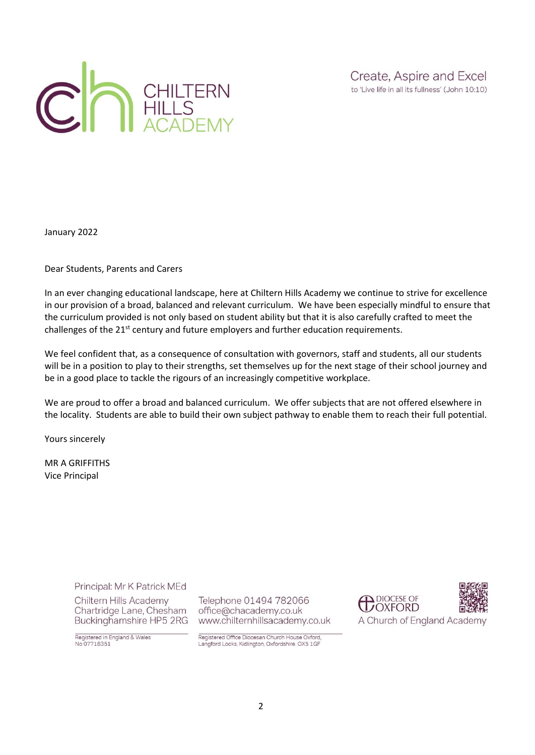CHILTERN HILLS ACADEMY

Create, Aspire and Excel
to 'Live life in all its fullness' (John 10:10)

January 2022

Dear Students, Parents and Carers

In an ever changing educational landscape, here at Chiltern Hills Academy we continue to strive for excellence in our provision of a broad, balanced and relevant curriculum. We have been especially mindful to ensure that the curriculum provided is not only based on student ability but that it is also carefully crafted to meet the challenges of the 21st century and future employers and further education requirements.

We feel confident that, as a consequence of consultation with governors, staff and students, all our students will be in a position to play to their strengths, set themselves up for the next stage of their school journey and be in a good place to tackle the rigours of an increasingly competitive workplace.

We are proud to offer a broad and balanced curriculum. We offer subjects that are not offered elsewhere in the locality. Students are able to build their own subject pathway to enable them to reach their full potential.

Yours sincerely

MR A GRIFFITHS
Vice Principal

Principal: Mr K Patrick MEd

Chiltern Hills Academy
Chartridge Lane, Chesham
Buckinghamshire HP5 2RG

Telephone 01494 782066
office@chacademy.co.uk
www.chilternhillsacademy.co.uk

DIOCESE OF OXFORD
A Church of England Academy

Registered in England & Wales
No 07718351

Registered Office Diocesan Church House Oxford, Langford Locks, Kidlington, Oxfordshire. OX5 1GF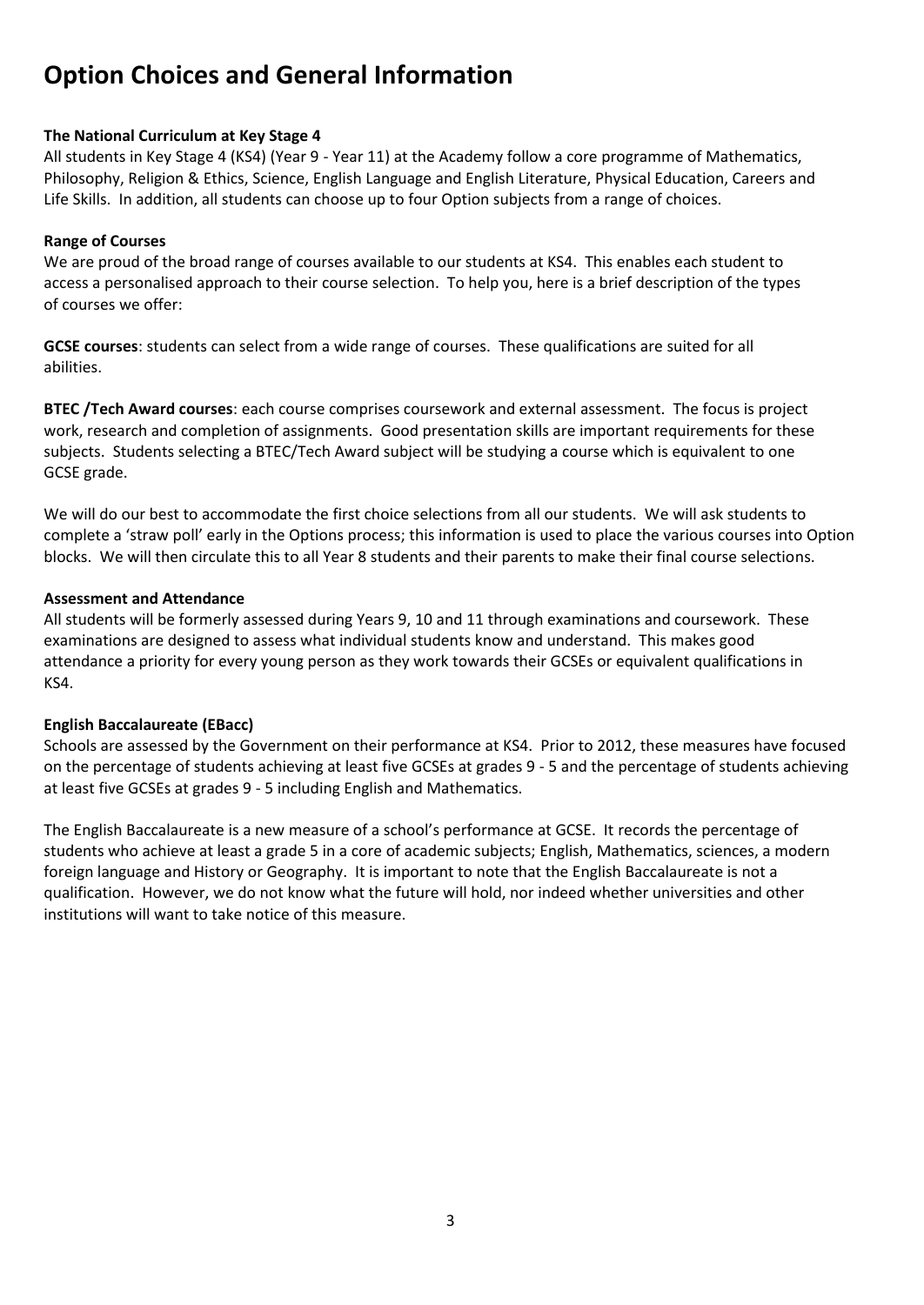# Option Choices and General Information

**The National Curriculum at Key Stage 4**

All students in Key Stage 4 (KS4) (Year 9 - Year 11) at the Academy follow a core programme of Mathematics, Philosophy, Religion & Ethics, Science, English Language and English Literature, Physical Education, Careers and Life Skills. In addition, all students can choose up to four Option subjects from a range of choices.

**Range of Courses**

We are proud of the broad range of courses available to our students at KS4. This enables each student to access a personalised approach to their course selection. To help you, here is a brief description of the types of courses we offer:

**GCSE courses**: students can select from a wide range of courses. These qualifications are suited for all abilities.

**BTEC /Tech Award courses**: each course comprises coursework and external assessment. The focus is project work, research and completion of assignments. Good presentation skills are important requirements for these subjects. Students selecting a BTEC/Tech Award subject will be studying a course which is equivalent to one GCSE grade.

We will do our best to accommodate the first choice selections from all our students. We will ask students to complete a 'straw poll' early in the Options process; this information is used to place the various courses into Option blocks. We will then circulate this to all Year 8 students and their parents to make their final course selections.

**Assessment and Attendance**

All students will be formerly assessed during Years 9, 10 and 11 through examinations and coursework. These examinations are designed to assess what individual students know and understand. This makes good attendance a priority for every young person as they work towards their GCSEs or equivalent qualifications in KS4.

**English Baccalaureate (EBacc)**

Schools are assessed by the Government on their performance at KS4. Prior to 2012, these measures have focused on the percentage of students achieving at least five GCSEs at grades 9 - 5 and the percentage of students achieving at least five GCSEs at grades 9 - 5 including English and Mathematics.

The English Baccalaureate is a new measure of a school's performance at GCSE. It records the percentage of students who achieve at least a grade 5 in a core of academic subjects; English, Mathematics, sciences, a modern foreign language and History or Geography. It is important to note that the English Baccalaureate is not a qualification. However, we do not know what the future will hold, nor indeed whether universities and other institutions will want to take notice of this measure.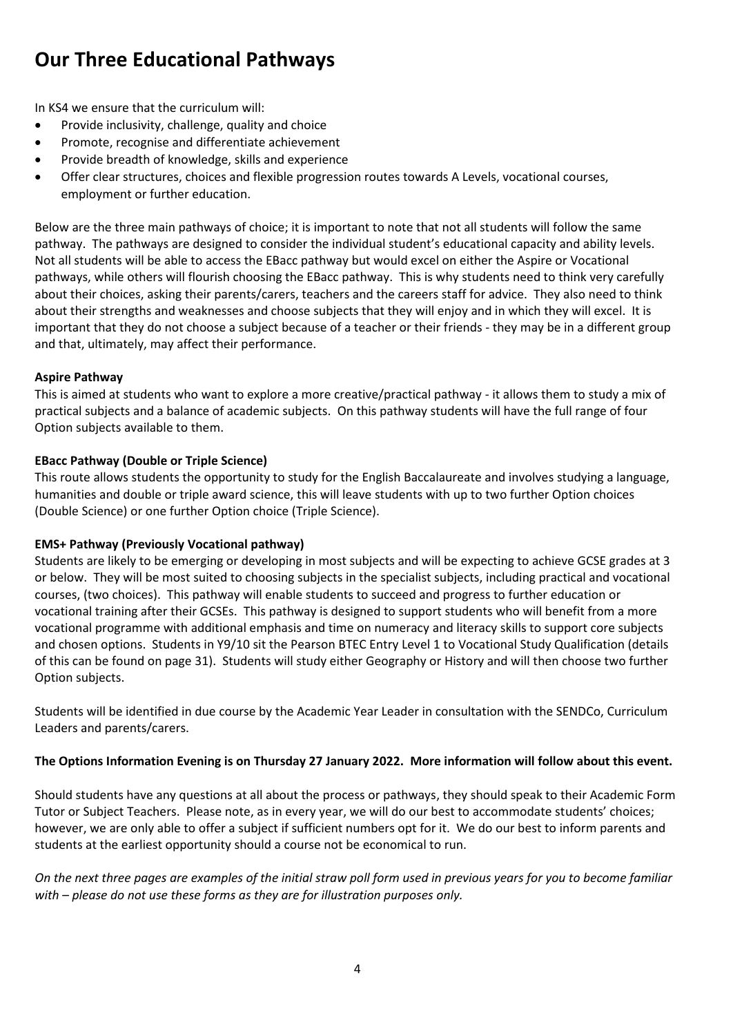# Our Three Educational Pathways

In KS4 we ensure that the curriculum will:

- Provide inclusivity, challenge, quality and choice
- Promote, recognise and differentiate achievement
- Provide breadth of knowledge, skills and experience
- Offer clear structures, choices and flexible progression routes towards A Levels, vocational courses, employment or further education.

Below are the three main pathways of choice; it is important to note that not all students will follow the same pathway. The pathways are designed to consider the individual student's educational capacity and ability levels. Not all students will be able to access the EBacc pathway but would excel on either the Aspire or Vocational pathways, while others will flourish choosing the EBacc pathway. This is why students need to think very carefully about their choices, asking their parents/carers, teachers and the careers staff for advice. They also need to think about their strengths and weaknesses and choose subjects that they will enjoy and in which they will excel. It is important that they do not choose a subject because of a teacher or their friends - they may be in a different group and that, ultimately, may affect their performance.

**Aspire Pathway**

This is aimed at students who want to explore a more creative/practical pathway - it allows them to study a mix of practical subjects and a balance of academic subjects. On this pathway students will have the full range of four Option subjects available to them.

**EBacc Pathway (Double or Triple Science)**

This route allows students the opportunity to study for the English Baccalaureate and involves studying a language, humanities and double or triple award science, this will leave students with up to two further Option choices (Double Science) or one further Option choice (Triple Science).

**EMS+ Pathway (Previously Vocational pathway)**

Students are likely to be emerging or developing in most subjects and will be expecting to achieve GCSE grades at 3 or below. They will be most suited to choosing subjects in the specialist subjects, including practical and vocational courses, (two choices). This pathway will enable students to succeed and progress to further education or vocational training after their GCSEs. This pathway is designed to support students who will benefit from a more vocational programme with additional emphasis and time on numeracy and literacy skills to support core subjects and chosen options. Students in Y9/10 sit the Pearson BTEC Entry Level 1 to Vocational Study Qualification (details of this can be found on page 31). Students will study either Geography or History and will then choose two further Option subjects.

Students will be identified in due course by the Academic Year Leader in consultation with the SENDCo, Curriculum Leaders and parents/carers.

**The Options Information Evening is on Thursday 27 January 2022. More information will follow about this event.**

Should students have any questions at all about the process or pathways, they should speak to their Academic Form Tutor or Subject Teachers. Please note, as in every year, we will do our best to accommodate students' choices; however, we are only able to offer a subject if sufficient numbers opt for it. We do our best to inform parents and students at the earliest opportunity should a course not be economical to run.

*On the next three pages are examples of the initial straw poll form used in previous years for you to become familiar with – please do not use these forms as they are for illustration purposes only.*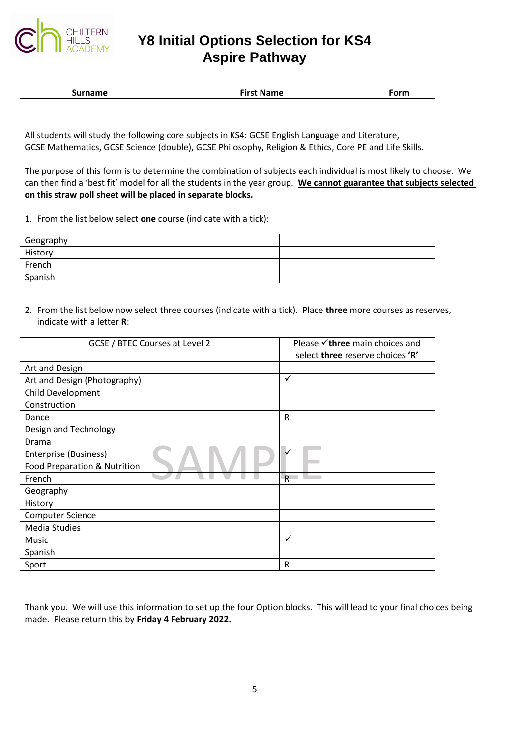# Y8 Initial Options Selection for KS4
## Aspire Pathway

| Surname | First Name | Form |
|---|---|---|
| | | |

All students will study the following core subjects in KS4: GCSE English Language and Literature, GCSE Mathematics, GCSE Science (double), GCSE Philosophy, Religion & Ethics, Core PE and Life Skills.

The purpose of this form is to determine the combination of subjects each individual is most likely to choose. We can then find a 'best fit' model for all the students in the year group. **We cannot guarantee that subjects selected on this straw poll sheet will be placed in separate blocks.**

1. From the list below select **one** course (indicate with a tick):

| | |
|---|---|
| Geography | |
| History | |
| French | |
| Spanish | |

2. From the list below now select three courses (indicate with a tick). Place **three** more courses as reserves, indicate with a letter **R**:

| GCSE / BTEC Courses at Level 2 | Please ✓**three** main choices and select **three** reserve choices **'R'** |
|---|---|
| Art and Design | |
| Art and Design (Photography) | ✓ |
| Child Development | |
| Construction | |
| Dance | R |
| Design and Technology | |
| Drama | |
| Enterprise (Business) | ✓ |
| Food Preparation & Nutrition | |
| French | R |
| Geography | |
| History | |
| Computer Science | |
| Media Studies | |
| Music | ✓ |
| Spanish | |
| Sport | R |

SAMPLE

Thank you. We will use this information to set up the four Option blocks. This will lead to your final choices being made. Please return this by **Friday 4 February 2022.**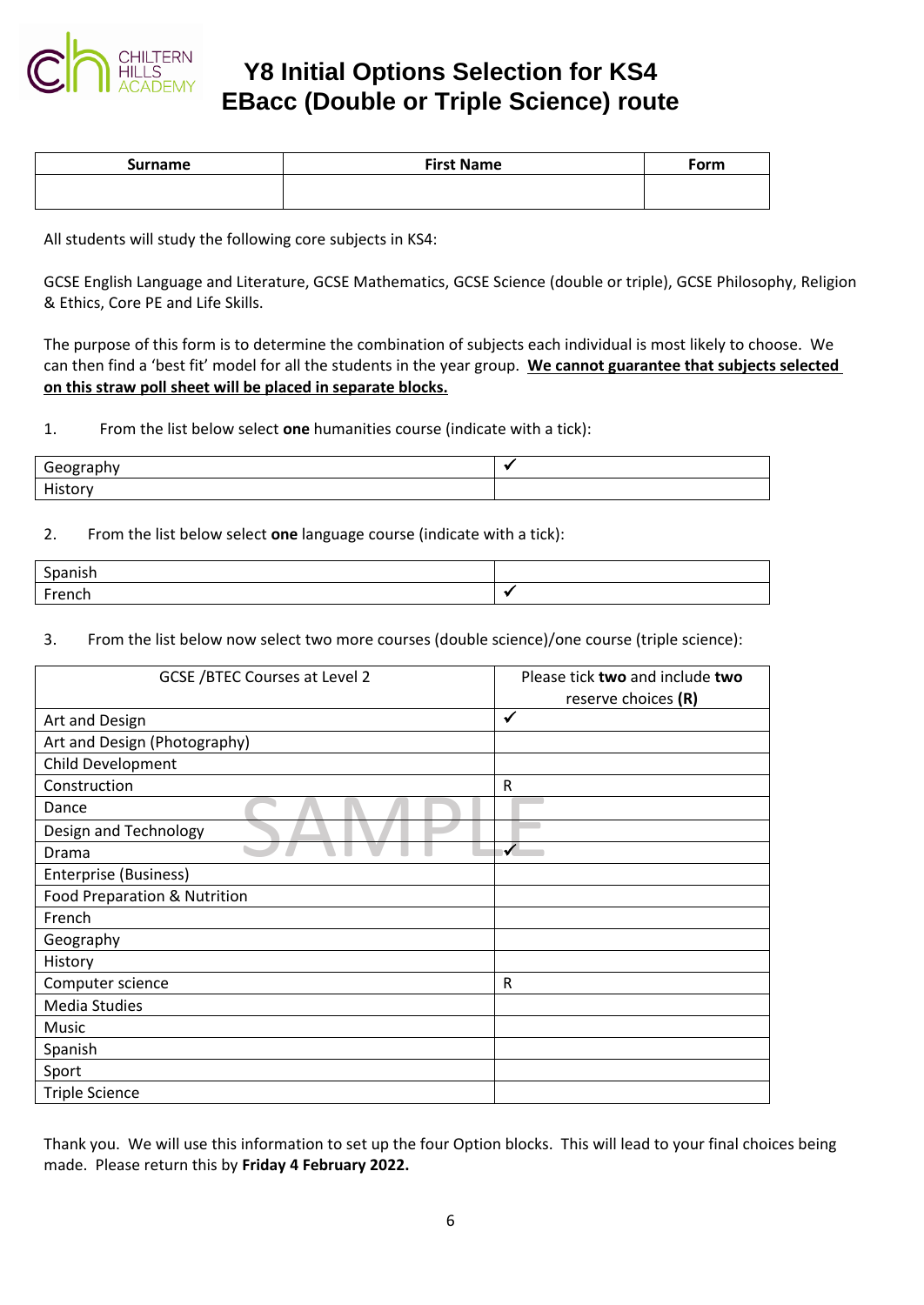# Y8 Initial Options Selection for KS4
# EBacc (Double or Triple Science) route

| Surname | First Name | Form |
|---|---|---|
| | | |

All students will study the following core subjects in KS4:

GCSE English Language and Literature, GCSE Mathematics, GCSE Science (double or triple), GCSE Philosophy, Religion & Ethics, Core PE and Life Skills.

The purpose of this form is to determine the combination of subjects each individual is most likely to choose. We can then find a 'best fit' model for all the students in the year group. **We cannot guarantee that subjects selected on this straw poll sheet will be placed in separate blocks.**

1. From the list below select **one** humanities course (indicate with a tick):

| | |
|---|---|
| Geography | ✓ |
| History | |

2. From the list below select **one** language course (indicate with a tick):

| | |
|---|---|
| Spanish | |
| French | ✓ |

3. From the list below now select two more courses (double science)/one course (triple science):

| GCSE /BTEC Courses at Level 2 | Please tick **two** and include **two** reserve choices **(R)** |
|---|---|
| Art and Design | ✓ |
| Art and Design (Photography) | |
| Child Development | |
| Construction | R |
| Dance | |
| Design and Technology | |
| Drama | ✓ |
| Enterprise (Business) | |
| Food Preparation & Nutrition | |
| French | |
| Geography | |
| History | |
| Computer science | R |
| Media Studies | |
| Music | |
| Spanish | |
| Sport | |
| Triple Science | |

Thank you. We will use this information to set up the four Option blocks. This will lead to your final choices being made. Please return this by **Friday 4 February 2022.**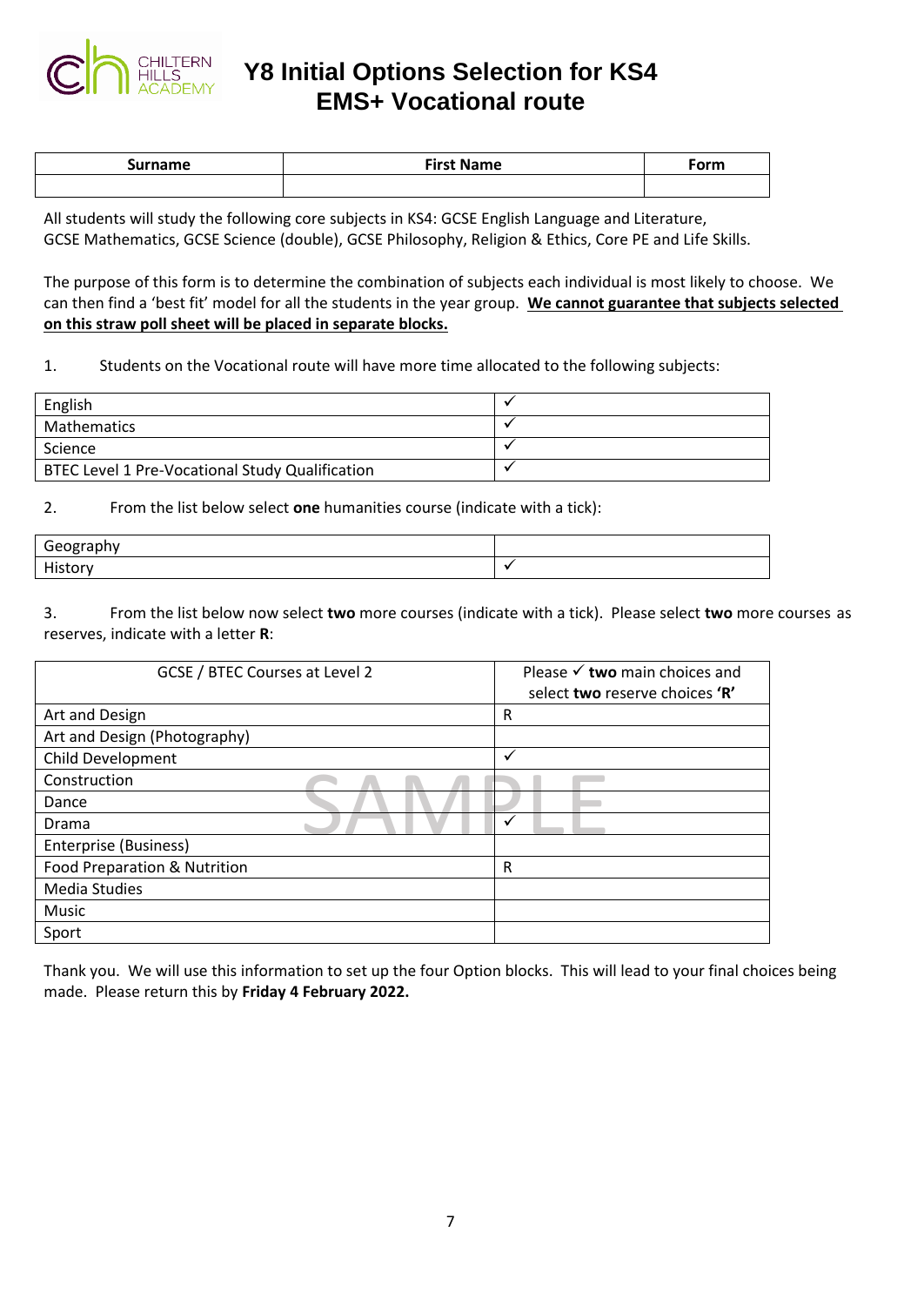# Y8 Initial Options Selection for KS4
# EMS+ Vocational route

| Surname | First Name | Form |
|---|---|---|
| | | |

All students will study the following core subjects in KS4: GCSE English Language and Literature, GCSE Mathematics, GCSE Science (double), GCSE Philosophy, Religion & Ethics, Core PE and Life Skills.

The purpose of this form is to determine the combination of subjects each individual is most likely to choose. We can then find a 'best fit' model for all the students in the year group. **We cannot guarantee that subjects selected on this straw poll sheet will be placed in separate blocks.**

1. Students on the Vocational route will have more time allocated to the following subjects:

| | |
|---|---|
| English | ✓ |
| Mathematics | ✓ |
| Science | ✓ |
| BTEC Level 1 Pre-Vocational Study Qualification | ✓ |

2. From the list below select **one** humanities course (indicate with a tick):

| | |
|---|---|
| Geography | |
| History | ✓ |

3. From the list below now select **two** more courses (indicate with a tick). Please select **two** more courses as reserves, indicate with a letter **R**:

| GCSE / BTEC Courses at Level 2 | Please ✓ **two** main choices and select **two** reserve choices **'R'** |
|---|---|
| Art and Design | R |
| Art and Design (Photography) | |
| Child Development | ✓ |
| Construction | |
| Dance | |
| Drama | ✓ |
| Enterprise (Business) | |
| Food Preparation & Nutrition | R |
| Media Studies | |
| Music | |
| Sport | |

SAMPLE

Thank you. We will use this information to set up the four Option blocks. This will lead to your final choices being made. Please return this by **Friday 4 February 2022.**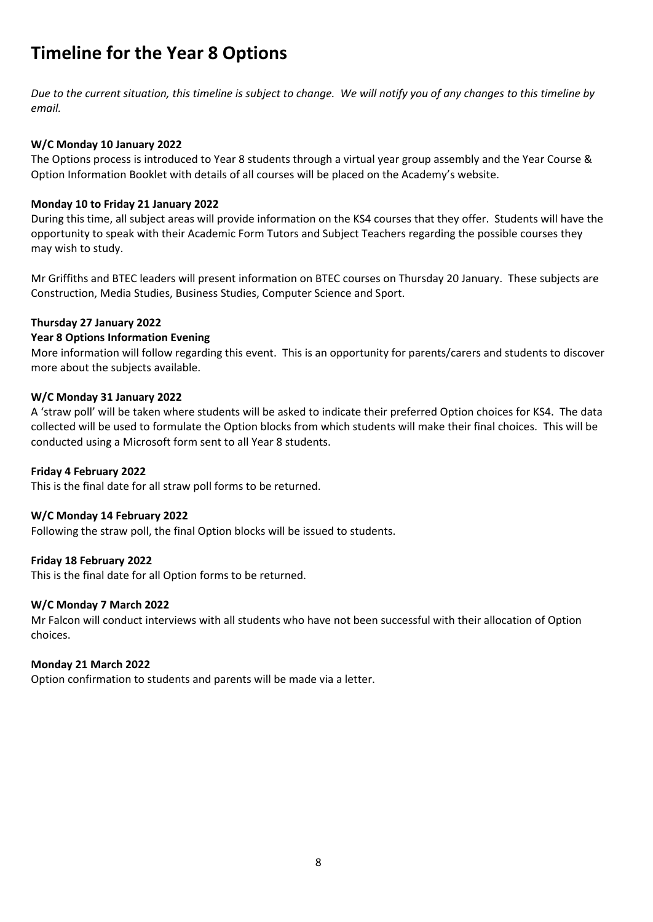# Timeline for the Year 8 Options

*Due to the current situation, this timeline is subject to change. We will notify you of any changes to this timeline by email.*

**W/C Monday 10 January 2022**

The Options process is introduced to Year 8 students through a virtual year group assembly and the Year Course & Option Information Booklet with details of all courses will be placed on the Academy's website.

**Monday 10 to Friday 21 January 2022**

During this time, all subject areas will provide information on the KS4 courses that they offer. Students will have the opportunity to speak with their Academic Form Tutors and Subject Teachers regarding the possible courses they may wish to study.

Mr Griffiths and BTEC leaders will present information on BTEC courses on Thursday 20 January. These subjects are Construction, Media Studies, Business Studies, Computer Science and Sport.

**Thursday 27 January 2022**

**Year 8 Options Information Evening**

More information will follow regarding this event. This is an opportunity for parents/carers and students to discover more about the subjects available.

**W/C Monday 31 January 2022**

A 'straw poll' will be taken where students will be asked to indicate their preferred Option choices for KS4. The data collected will be used to formulate the Option blocks from which students will make their final choices. This will be conducted using a Microsoft form sent to all Year 8 students.

**Friday 4 February 2022**

This is the final date for all straw poll forms to be returned.

**W/C Monday 14 February 2022**

Following the straw poll, the final Option blocks will be issued to students.

**Friday 18 February 2022**

This is the final date for all Option forms to be returned.

**W/C Monday 7 March 2022**

Mr Falcon will conduct interviews with all students who have not been successful with their allocation of Option choices.

**Monday 21 March 2022**

Option confirmation to students and parents will be made via a letter.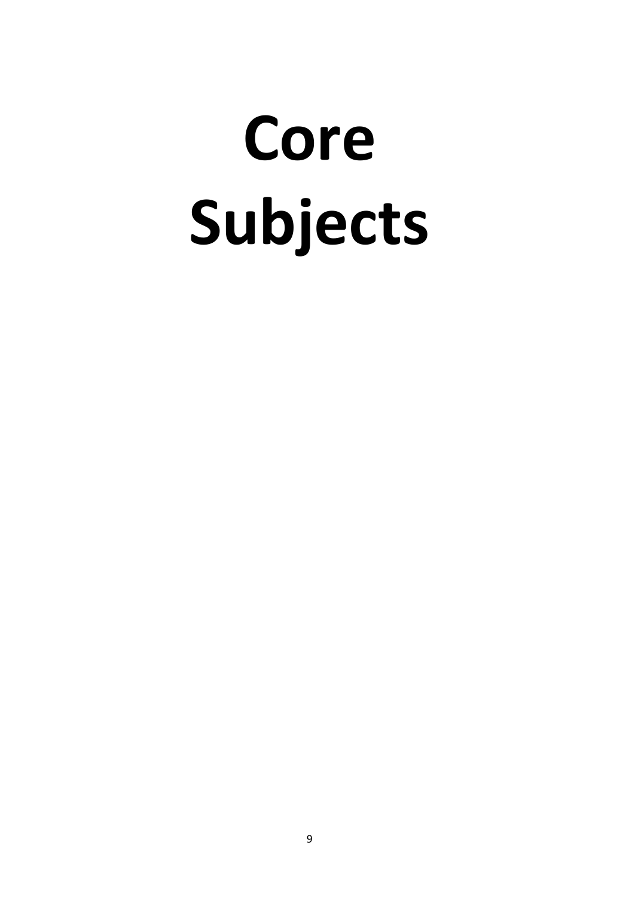# Core Subjects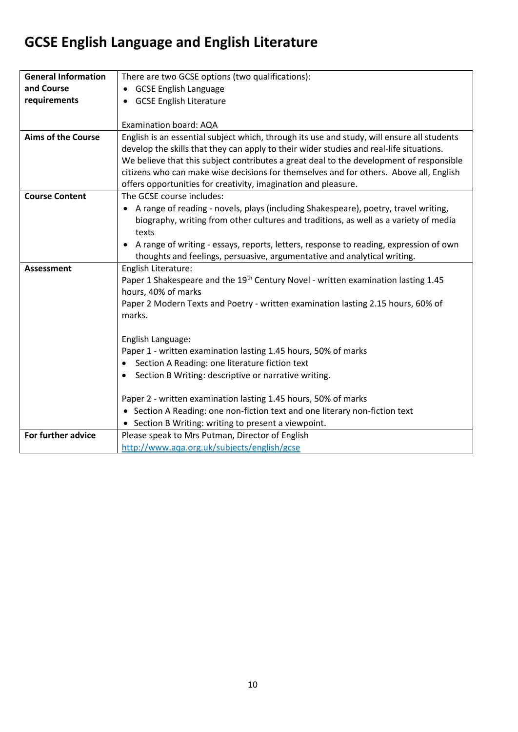# GCSE English Language and English Literature

| | |
|---|---|
| **General Information and Course requirements** | There are two GCSE options (two qualifications):<br>• GCSE English Language<br>• GCSE English Literature<br><br>Examination board: AQA |
| **Aims of the Course** | English is an essential subject which, through its use and study, will ensure all students develop the skills that they can apply to their wider studies and real-life situations. We believe that this subject contributes a great deal to the development of responsible citizens who can make wise decisions for themselves and for others. Above all, English offers opportunities for creativity, imagination and pleasure. |
| **Course Content** | The GCSE course includes:<br>• A range of reading - novels, plays (including Shakespeare), poetry, travel writing, biography, writing from other cultures and traditions, as well as a variety of media texts<br>• A range of writing - essays, reports, letters, response to reading, expression of own thoughts and feelings, persuasive, argumentative and analytical writing. |
| **Assessment** | English Literature:<br>Paper 1 Shakespeare and the 19th Century Novel - written examination lasting 1.45 hours, 40% of marks<br>Paper 2 Modern Texts and Poetry - written examination lasting 2.15 hours, 60% of marks.<br><br>English Language:<br>Paper 1 - written examination lasting 1.45 hours, 50% of marks<br>• Section A Reading: one literature fiction text<br>• Section B Writing: descriptive or narrative writing.<br><br>Paper 2 - written examination lasting 1.45 hours, 50% of marks<br>• Section A Reading: one non-fiction text and one literary non-fiction text<br>• Section B Writing: writing to present a viewpoint. |
| **For further advice** | Please speak to Mrs Putman, Director of English<br>http://www.aqa.org.uk/subjects/english/gcse |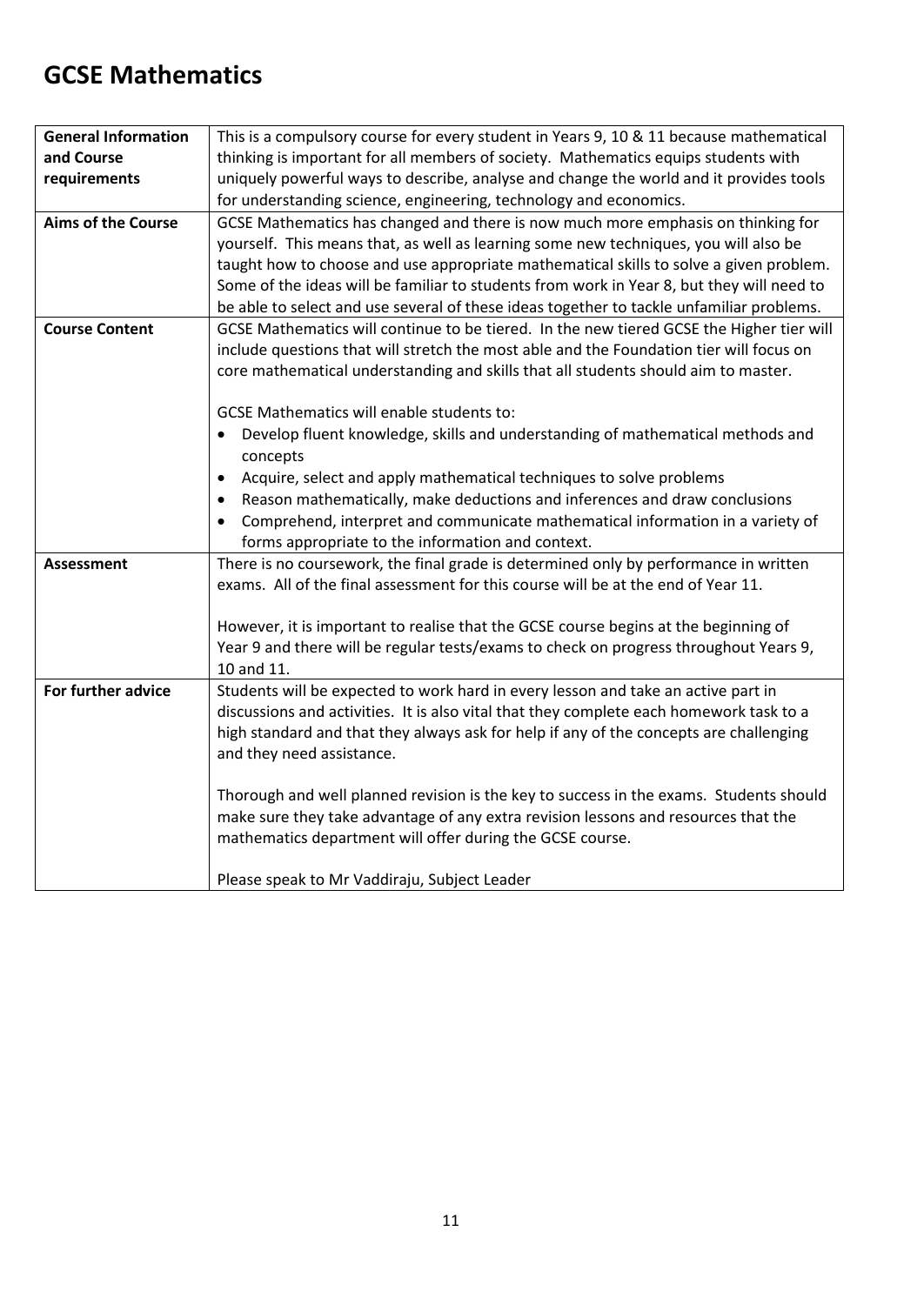# GCSE Mathematics

| | |
|---|---|
| **General Information and Course requirements** | This is a compulsory course for every student in Years 9, 10 & 11 because mathematical thinking is important for all members of society. Mathematics equips students with uniquely powerful ways to describe, analyse and change the world and it provides tools for understanding science, engineering, technology and economics. |
| **Aims of the Course** | GCSE Mathematics has changed and there is now much more emphasis on thinking for yourself. This means that, as well as learning some new techniques, you will also be taught how to choose and use appropriate mathematical skills to solve a given problem. Some of the ideas will be familiar to students from work in Year 8, but they will need to be able to select and use several of these ideas together to tackle unfamiliar problems. |
| **Course Content** | GCSE Mathematics will continue to be tiered. In the new tiered GCSE the Higher tier will include questions that will stretch the most able and the Foundation tier will focus on core mathematical understanding and skills that all students should aim to master.<br><br>GCSE Mathematics will enable students to:<br>• Develop fluent knowledge, skills and understanding of mathematical methods and concepts<br>• Acquire, select and apply mathematical techniques to solve problems<br>• Reason mathematically, make deductions and inferences and draw conclusions<br>• Comprehend, interpret and communicate mathematical information in a variety of forms appropriate to the information and context. |
| **Assessment** | There is no coursework, the final grade is determined only by performance in written exams. All of the final assessment for this course will be at the end of Year 11.<br><br>However, it is important to realise that the GCSE course begins at the beginning of Year 9 and there will be regular tests/exams to check on progress throughout Years 9, 10 and 11. |
| **For further advice** | Students will be expected to work hard in every lesson and take an active part in discussions and activities. It is also vital that they complete each homework task to a high standard and that they always ask for help if any of the concepts are challenging and they need assistance.<br><br>Thorough and well planned revision is the key to success in the exams. Students should make sure they take advantage of any extra revision lessons and resources that the mathematics department will offer during the GCSE course.<br><br>Please speak to Mr Vaddiraju, Subject Leader |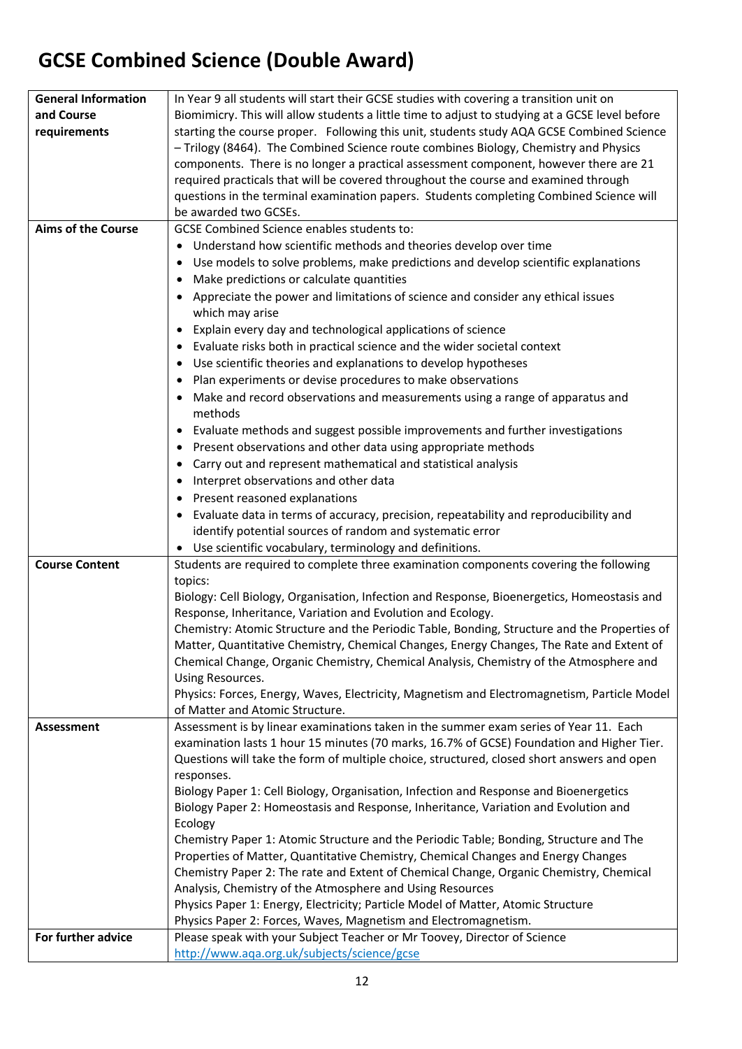# GCSE Combined Science (Double Award)

| | |
|---|---|
| **General Information and Course requirements** | In Year 9 all students will start their GCSE studies with covering a transition unit on Biomimicry. This will allow students a little time to adjust to studying at a GCSE level before starting the course proper. Following this unit, students study AQA GCSE Combined Science – Trilogy (8464). The Combined Science route combines Biology, Chemistry and Physics components. There is no longer a practical assessment component, however there are 21 required practicals that will be covered throughout the course and examined through questions in the terminal examination papers. Students completing Combined Science will be awarded two GCSEs. |
| **Aims of the Course** | GCSE Combined Science enables students to:<br>• Understand how scientific methods and theories develop over time<br>• Use models to solve problems, make predictions and develop scientific explanations<br>• Make predictions or calculate quantities<br>• Appreciate the power and limitations of science and consider any ethical issues which may arise<br>• Explain every day and technological applications of science<br>• Evaluate risks both in practical science and the wider societal context<br>• Use scientific theories and explanations to develop hypotheses<br>• Plan experiments or devise procedures to make observations<br>• Make and record observations and measurements using a range of apparatus and methods<br>• Evaluate methods and suggest possible improvements and further investigations<br>• Present observations and other data using appropriate methods<br>• Carry out and represent mathematical and statistical analysis<br>• Interpret observations and other data<br>• Present reasoned explanations<br>• Evaluate data in terms of accuracy, precision, repeatability and reproducibility and identify potential sources of random and systematic error<br>• Use scientific vocabulary, terminology and definitions. |
| **Course Content** | Students are required to complete three examination components covering the following topics:<br>Biology: Cell Biology, Organisation, Infection and Response, Bioenergetics, Homeostasis and Response, Inheritance, Variation and Evolution and Ecology.<br>Chemistry: Atomic Structure and the Periodic Table, Bonding, Structure and the Properties of Matter, Quantitative Chemistry, Chemical Changes, Energy Changes, The Rate and Extent of Chemical Change, Organic Chemistry, Chemical Analysis, Chemistry of the Atmosphere and Using Resources.<br>Physics: Forces, Energy, Waves, Electricity, Magnetism and Electromagnetism, Particle Model of Matter and Atomic Structure. |
| **Assessment** | Assessment is by linear examinations taken in the summer exam series of Year 11. Each examination lasts 1 hour 15 minutes (70 marks, 16.7% of GCSE) Foundation and Higher Tier. Questions will take the form of multiple choice, structured, closed short answers and open responses.<br>Biology Paper 1: Cell Biology, Organisation, Infection and Response and Bioenergetics<br>Biology Paper 2: Homeostasis and Response, Inheritance, Variation and Evolution and Ecology<br>Chemistry Paper 1: Atomic Structure and the Periodic Table; Bonding, Structure and The Properties of Matter, Quantitative Chemistry, Chemical Changes and Energy Changes<br>Chemistry Paper 2: The rate and Extent of Chemical Change, Organic Chemistry, Chemical Analysis, Chemistry of the Atmosphere and Using Resources<br>Physics Paper 1: Energy, Electricity; Particle Model of Matter, Atomic Structure<br>Physics Paper 2: Forces, Waves, Magnetism and Electromagnetism. |
| **For further advice** | Please speak with your Subject Teacher or Mr Toovey, Director of Science<br>http://www.aqa.org.uk/subjects/science/gcse |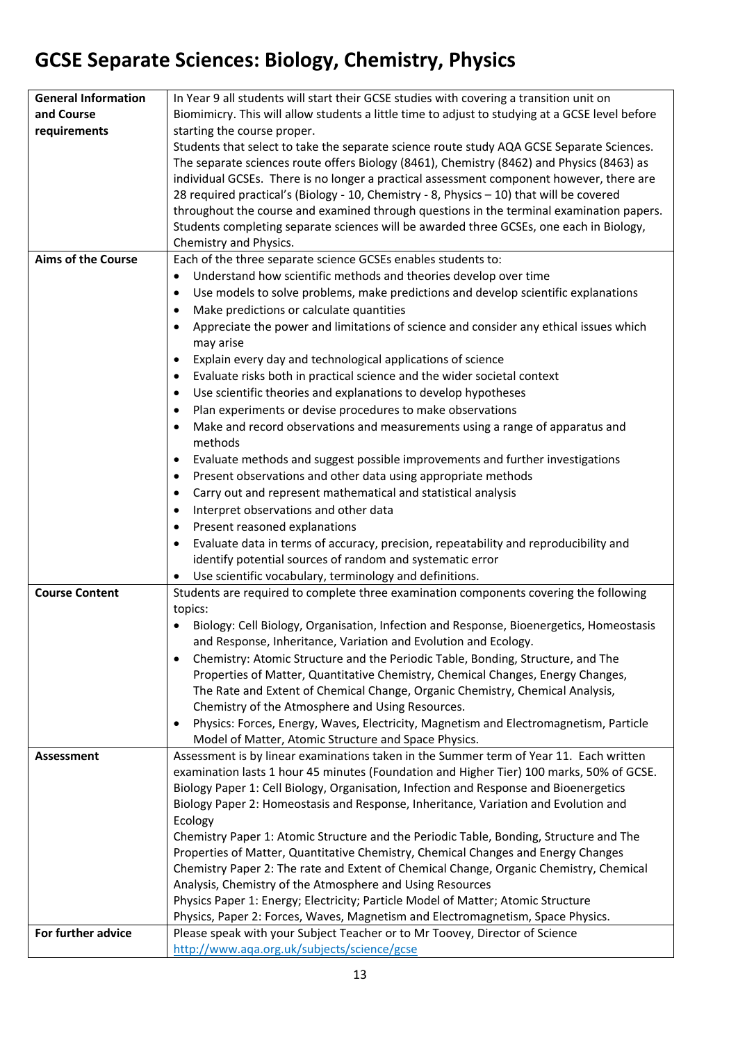# GCSE Separate Sciences: Biology, Chemistry, Physics

| | |
|---|---|
| **General Information and Course requirements** | In Year 9 all students will start their GCSE studies with covering a transition unit on Biomimicry. This will allow students a little time to adjust to studying at a GCSE level before starting the course proper.<br>Students that select to take the separate science route study AQA GCSE Separate Sciences. The separate sciences route offers Biology (8461), Chemistry (8462) and Physics (8463) as individual GCSEs. There is no longer a practical assessment component however, there are 28 required practical's (Biology - 10, Chemistry - 8, Physics – 10) that will be covered throughout the course and examined through questions in the terminal examination papers. Students completing separate sciences will be awarded three GCSEs, one each in Biology, Chemistry and Physics. |
| **Aims of the Course** | Each of the three separate science GCSEs enables students to:<br>• Understand how scientific methods and theories develop over time<br>• Use models to solve problems, make predictions and develop scientific explanations<br>• Make predictions or calculate quantities<br>• Appreciate the power and limitations of science and consider any ethical issues which may arise<br>• Explain every day and technological applications of science<br>• Evaluate risks both in practical science and the wider societal context<br>• Use scientific theories and explanations to develop hypotheses<br>• Plan experiments or devise procedures to make observations<br>• Make and record observations and measurements using a range of apparatus and methods<br>• Evaluate methods and suggest possible improvements and further investigations<br>• Present observations and other data using appropriate methods<br>• Carry out and represent mathematical and statistical analysis<br>• Interpret observations and other data<br>• Present reasoned explanations<br>• Evaluate data in terms of accuracy, precision, repeatability and reproducibility and identify potential sources of random and systematic error<br>• Use scientific vocabulary, terminology and definitions. |
| **Course Content** | Students are required to complete three examination components covering the following topics:<br>• Biology: Cell Biology, Organisation, Infection and Response, Bioenergetics, Homeostasis and Response, Inheritance, Variation and Evolution and Ecology.<br>• Chemistry: Atomic Structure and the Periodic Table, Bonding, Structure, and The Properties of Matter, Quantitative Chemistry, Chemical Changes, Energy Changes, The Rate and Extent of Chemical Change, Organic Chemistry, Chemical Analysis, Chemistry of the Atmosphere and Using Resources.<br>• Physics: Forces, Energy, Waves, Electricity, Magnetism and Electromagnetism, Particle Model of Matter, Atomic Structure and Space Physics. |
| **Assessment** | Assessment is by linear examinations taken in the Summer term of Year 11. Each written examination lasts 1 hour 45 minutes (Foundation and Higher Tier) 100 marks, 50% of GCSE.<br>Biology Paper 1: Cell Biology, Organisation, Infection and Response and Bioenergetics<br>Biology Paper 2: Homeostasis and Response, Inheritance, Variation and Evolution and Ecology<br>Chemistry Paper 1: Atomic Structure and the Periodic Table, Bonding, Structure and The Properties of Matter, Quantitative Chemistry, Chemical Changes and Energy Changes<br>Chemistry Paper 2: The rate and Extent of Chemical Change, Organic Chemistry, Chemical Analysis, Chemistry of the Atmosphere and Using Resources<br>Physics Paper 1: Energy; Electricity; Particle Model of Matter; Atomic Structure<br>Physics, Paper 2: Forces, Waves, Magnetism and Electromagnetism, Space Physics. |
| **For further advice** | Please speak with your Subject Teacher or to Mr Toovey, Director of Science<br>http://www.aqa.org.uk/subjects/science/gcse |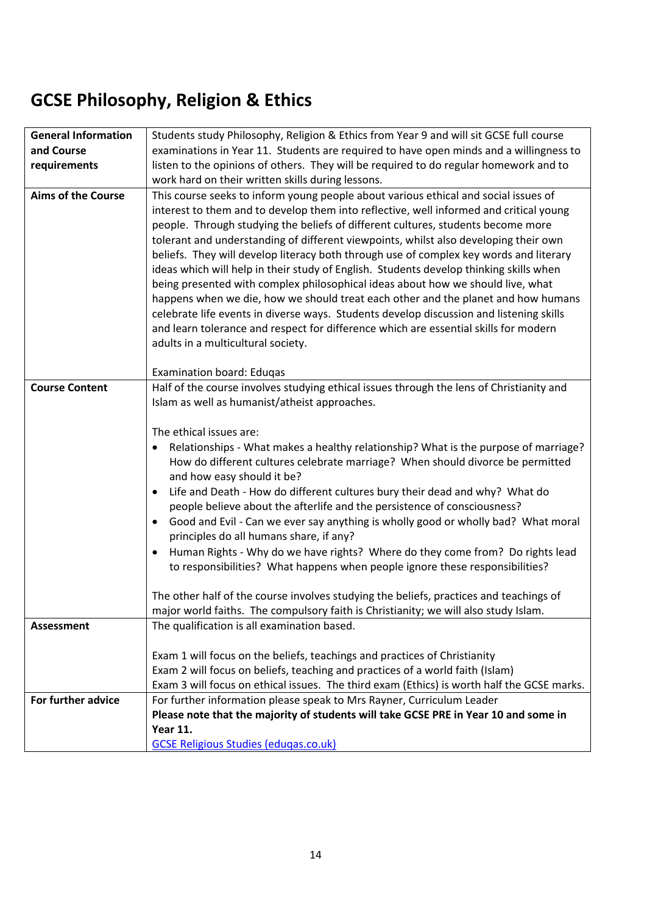# GCSE Philosophy, Religion & Ethics

| | |
|---|---|
| **General Information and Course requirements** | Students study Philosophy, Religion & Ethics from Year 9 and will sit GCSE full course examinations in Year 11. Students are required to have open minds and a willingness to listen to the opinions of others. They will be required to do regular homework and to work hard on their written skills during lessons. |
| **Aims of the Course** | This course seeks to inform young people about various ethical and social issues of interest to them and to develop them into reflective, well informed and critical young people. Through studying the beliefs of different cultures, students become more tolerant and understanding of different viewpoints, whilst also developing their own beliefs. They will develop literacy both through use of complex key words and literary ideas which will help in their study of English. Students develop thinking skills when being presented with complex philosophical ideas about how we should live, what happens when we die, how we should treat each other and the planet and how humans celebrate life events in diverse ways. Students develop discussion and listening skills and learn tolerance and respect for difference which are essential skills for modern adults in a multicultural society.<br><br>Examination board: Eduqas |
| **Course Content** | Half of the course involves studying ethical issues through the lens of Christianity and Islam as well as humanist/atheist approaches.<br><br>The ethical issues are:<br>• Relationships - What makes a healthy relationship? What is the purpose of marriage? How do different cultures celebrate marriage? When should divorce be permitted and how easy should it be?<br>• Life and Death - How do different cultures bury their dead and why? What do people believe about the afterlife and the persistence of consciousness?<br>• Good and Evil - Can we ever say anything is wholly good or wholly bad? What moral principles do all humans share, if any?<br>• Human Rights - Why do we have rights? Where do they come from? Do rights lead to responsibilities? What happens when people ignore these responsibilities?<br><br>The other half of the course involves studying the beliefs, practices and teachings of major world faiths. The compulsory faith is Christianity; we will also study Islam. |
| **Assessment** | The qualification is all examination based.<br><br>Exam 1 will focus on the beliefs, teachings and practices of Christianity<br>Exam 2 will focus on beliefs, teaching and practices of a world faith (Islam)<br>Exam 3 will focus on ethical issues. The third exam (Ethics) is worth half the GCSE marks. |
| **For further advice** | For further information please speak to Mrs Rayner, Curriculum Leader<br>**Please note that the majority of students will take GCSE PRE in Year 10 and some in Year 11.**<br>GCSE Religious Studies (eduqas.co.uk) |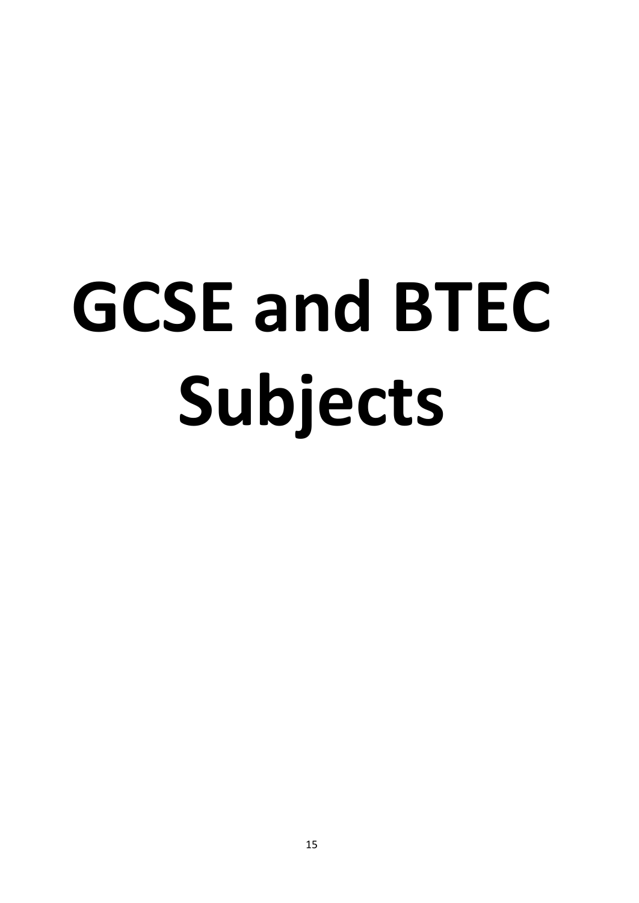# GCSE and BTEC Subjects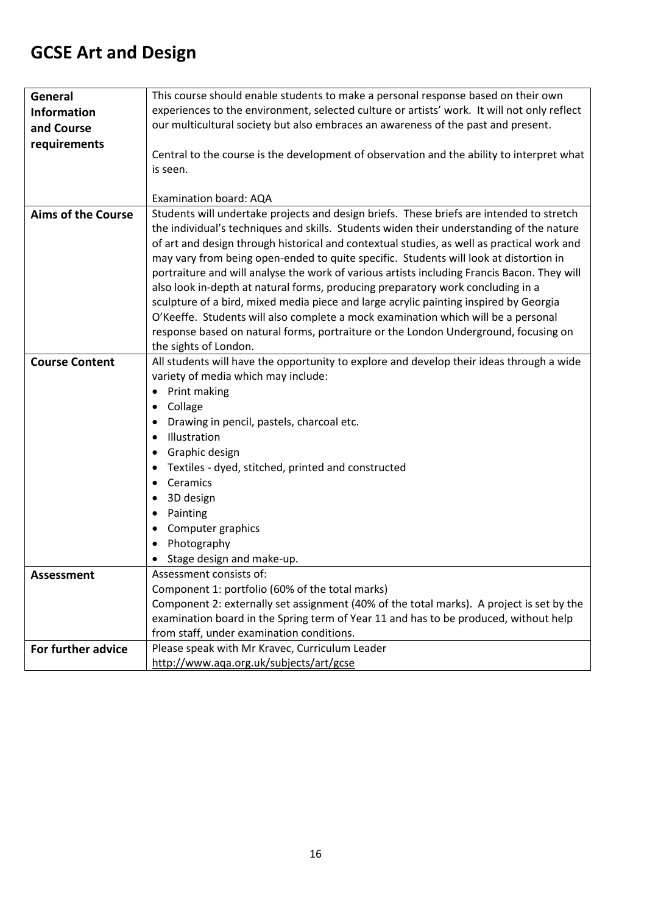# GCSE Art and Design

| | |
|---|---|
| **General Information and Course requirements** | This course should enable students to make a personal response based on their own experiences to the environment, selected culture or artists' work. It will not only reflect our multicultural society but also embraces an awareness of the past and present.<br><br>Central to the course is the development of observation and the ability to interpret what is seen.<br><br>Examination board: AQA |
| **Aims of the Course** | Students will undertake projects and design briefs. These briefs are intended to stretch the individual's techniques and skills. Students widen their understanding of the nature of art and design through historical and contextual studies, as well as practical work and may vary from being open-ended to quite specific. Students will look at distortion in portraiture and will analyse the work of various artists including Francis Bacon. They will also look in-depth at natural forms, producing preparatory work concluding in a sculpture of a bird, mixed media piece and large acrylic painting inspired by Georgia O'Keeffe. Students will also complete a mock examination which will be a personal response based on natural forms, portraiture or the London Underground, focusing on the sights of London. |
| **Course Content** | All students will have the opportunity to explore and develop their ideas through a wide variety of media which may include:<br>• Print making<br>• Collage<br>• Drawing in pencil, pastels, charcoal etc.<br>• Illustration<br>• Graphic design<br>• Textiles - dyed, stitched, printed and constructed<br>• Ceramics<br>• 3D design<br>• Painting<br>• Computer graphics<br>• Photography<br>• Stage design and make-up. |
| **Assessment** | Assessment consists of:<br>Component 1: portfolio (60% of the total marks)<br>Component 2: externally set assignment (40% of the total marks). A project is set by the examination board in the Spring term of Year 11 and has to be produced, without help from staff, under examination conditions. |
| **For further advice** | Please speak with Mr Kravec, Curriculum Leader<br>http://www.aqa.org.uk/subjects/art/gcse |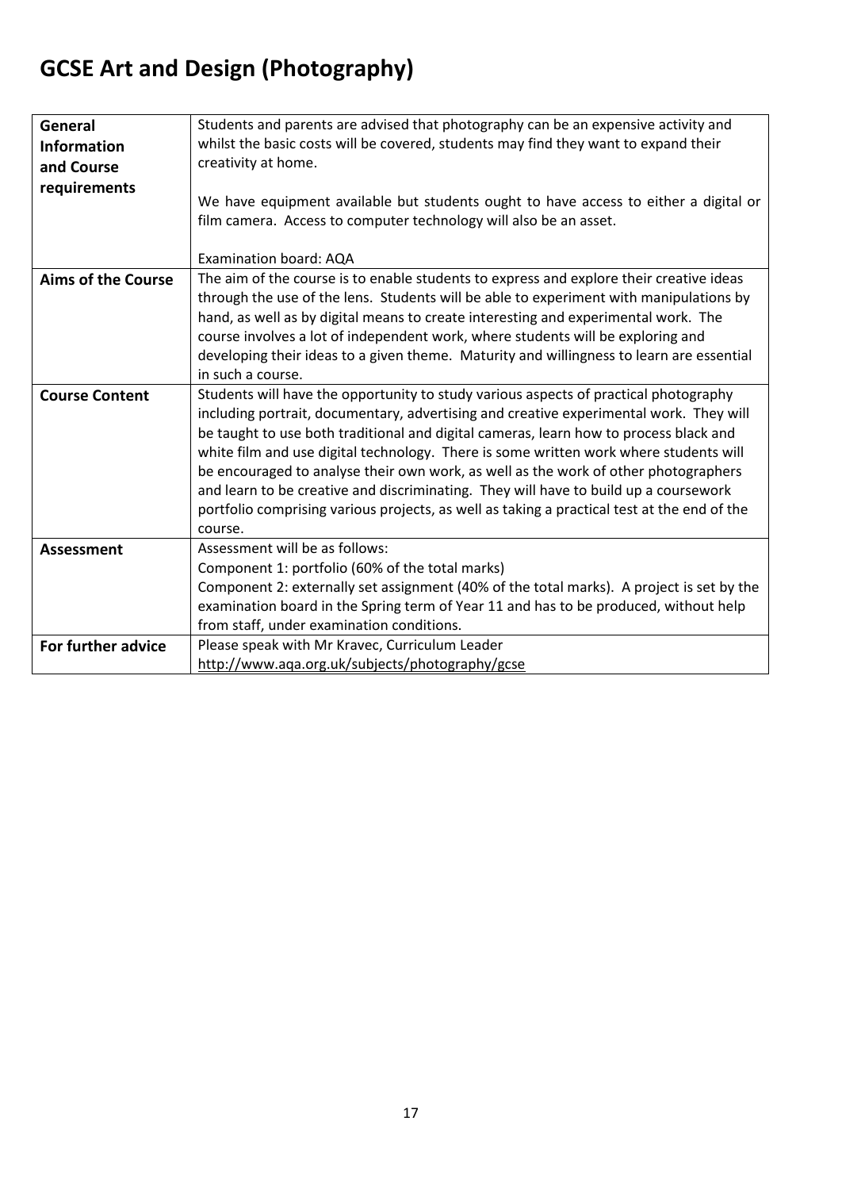# GCSE Art and Design (Photography)

| | |
|---|---|
| **General Information and Course requirements** | Students and parents are advised that photography can be an expensive activity and whilst the basic costs will be covered, students may find they want to expand their creativity at home.<br><br>We have equipment available but students ought to have access to either a digital or film camera. Access to computer technology will also be an asset.<br><br>Examination board: AQA |
| **Aims of the Course** | The aim of the course is to enable students to express and explore their creative ideas through the use of the lens. Students will be able to experiment with manipulations by hand, as well as by digital means to create interesting and experimental work. The course involves a lot of independent work, where students will be exploring and developing their ideas to a given theme. Maturity and willingness to learn are essential in such a course. |
| **Course Content** | Students will have the opportunity to study various aspects of practical photography including portrait, documentary, advertising and creative experimental work. They will be taught to use both traditional and digital cameras, learn how to process black and white film and use digital technology. There is some written work where students will be encouraged to analyse their own work, as well as the work of other photographers and learn to be creative and discriminating. They will have to build up a coursework portfolio comprising various projects, as well as taking a practical test at the end of the course. |
| **Assessment** | Assessment will be as follows:<br>Component 1: portfolio (60% of the total marks)<br>Component 2: externally set assignment (40% of the total marks). A project is set by the examination board in the Spring term of Year 11 and has to be produced, without help from staff, under examination conditions. |
| **For further advice** | Please speak with Mr Kravec, Curriculum Leader<br>http://www.aqa.org.uk/subjects/photography/gcse |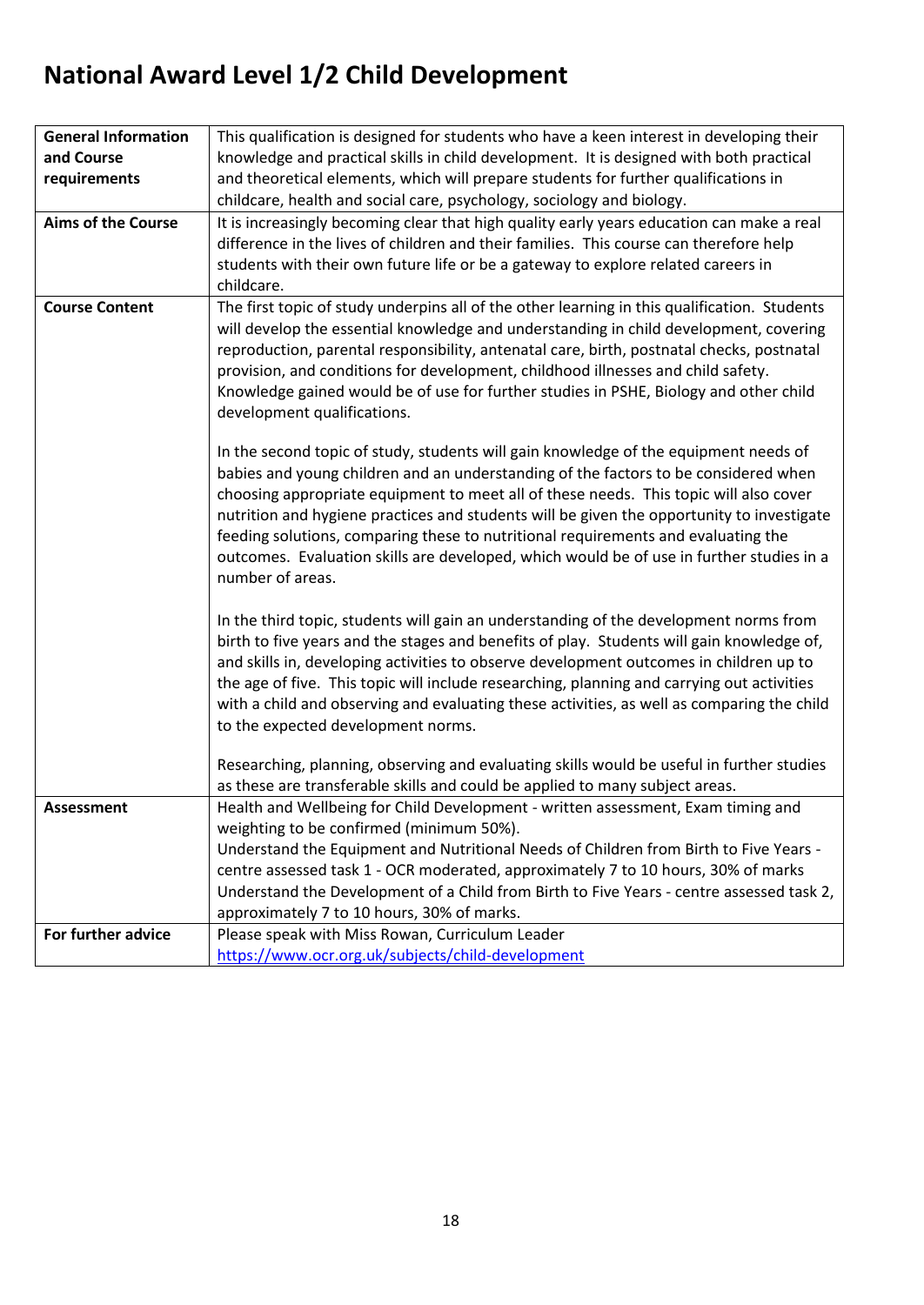# National Award Level 1/2 Child Development

| **General Information and Course requirements** | This qualification is designed for students who have a keen interest in developing their knowledge and practical skills in child development. It is designed with both practical and theoretical elements, which will prepare students for further qualifications in childcare, health and social care, psychology, sociology and biology. |
|---|---|
| **Aims of the Course** | It is increasingly becoming clear that high quality early years education can make a real difference in the lives of children and their families. This course can therefore help students with their own future life or be a gateway to explore related careers in childcare. |
| **Course Content** | The first topic of study underpins all of the other learning in this qualification. Students will develop the essential knowledge and understanding in child development, covering reproduction, parental responsibility, antenatal care, birth, postnatal checks, postnatal provision, and conditions for development, childhood illnesses and child safety. Knowledge gained would be of use for further studies in PSHE, Biology and other child development qualifications.<br><br>In the second topic of study, students will gain knowledge of the equipment needs of babies and young children and an understanding of the factors to be considered when choosing appropriate equipment to meet all of these needs. This topic will also cover nutrition and hygiene practices and students will be given the opportunity to investigate feeding solutions, comparing these to nutritional requirements and evaluating the outcomes. Evaluation skills are developed, which would be of use in further studies in a number of areas.<br><br>In the third topic, students will gain an understanding of the development norms from birth to five years and the stages and benefits of play. Students will gain knowledge of, and skills in, developing activities to observe development outcomes in children up to the age of five. This topic will include researching, planning and carrying out activities with a child and observing and evaluating these activities, as well as comparing the child to the expected development norms.<br><br>Researching, planning, observing and evaluating skills would be useful in further studies as these are transferable skills and could be applied to many subject areas. |
| **Assessment** | Health and Wellbeing for Child Development - written assessment, Exam timing and weighting to be confirmed (minimum 50%).<br>Understand the Equipment and Nutritional Needs of Children from Birth to Five Years - centre assessed task 1 - OCR moderated, approximately 7 to 10 hours, 30% of marks<br>Understand the Development of a Child from Birth to Five Years - centre assessed task 2, approximately 7 to 10 hours, 30% of marks. |
| **For further advice** | Please speak with Miss Rowan, Curriculum Leader<br>https://www.ocr.org.uk/subjects/child-development |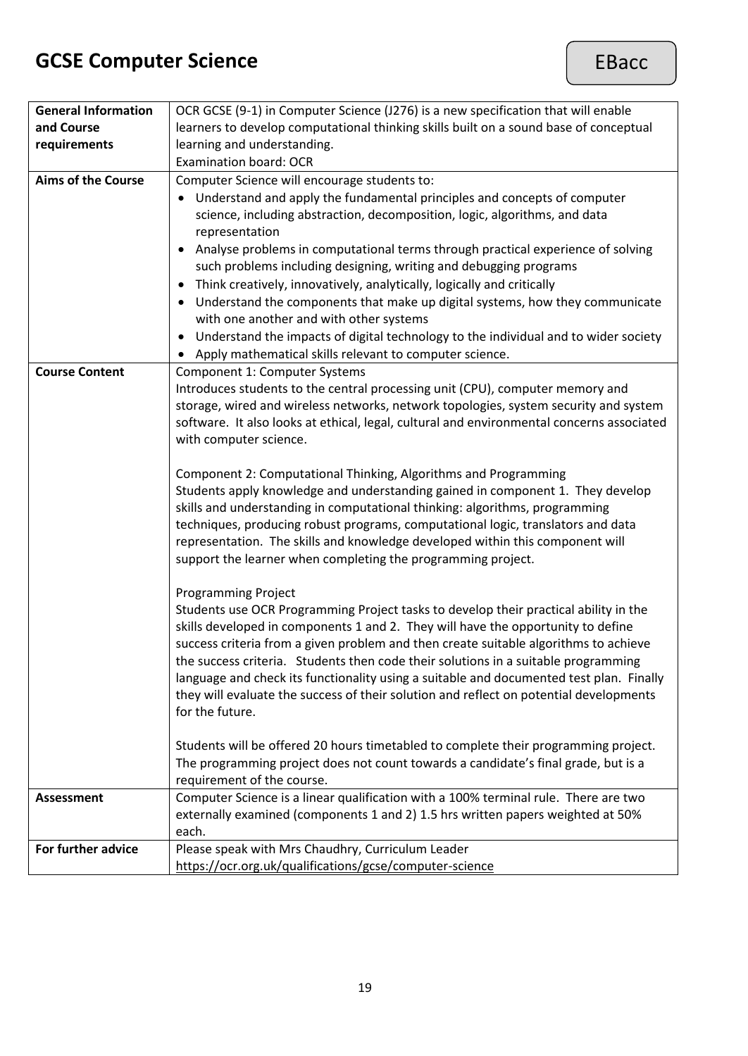# GCSE Computer Science

EBacc

| | |
|---|---|
| **General Information and Course requirements** | OCR GCSE (9-1) in Computer Science (J276) is a new specification that will enable learners to develop computational thinking skills built on a sound base of conceptual learning and understanding.<br>Examination board: OCR |
| **Aims of the Course** | Computer Science will encourage students to:<br>• Understand and apply the fundamental principles and concepts of computer science, including abstraction, decomposition, logic, algorithms, and data representation<br>• Analyse problems in computational terms through practical experience of solving such problems including designing, writing and debugging programs<br>• Think creatively, innovatively, analytically, logically and critically<br>• Understand the components that make up digital systems, how they communicate with one another and with other systems<br>• Understand the impacts of digital technology to the individual and to wider society<br>• Apply mathematical skills relevant to computer science. |
| **Course Content** | Component 1: Computer Systems<br>Introduces students to the central processing unit (CPU), computer memory and storage, wired and wireless networks, network topologies, system security and system software. It also looks at ethical, legal, cultural and environmental concerns associated with computer science.<br><br>Component 2: Computational Thinking, Algorithms and Programming<br>Students apply knowledge and understanding gained in component 1. They develop skills and understanding in computational thinking: algorithms, programming techniques, producing robust programs, computational logic, translators and data representation. The skills and knowledge developed within this component will support the learner when completing the programming project.<br><br>Programming Project<br>Students use OCR Programming Project tasks to develop their practical ability in the skills developed in components 1 and 2. They will have the opportunity to define success criteria from a given problem and then create suitable algorithms to achieve the success criteria. Students then code their solutions in a suitable programming language and check its functionality using a suitable and documented test plan. Finally they will evaluate the success of their solution and reflect on potential developments for the future.<br><br>Students will be offered 20 hours timetabled to complete their programming project. The programming project does not count towards a candidate's final grade, but is a requirement of the course. |
| **Assessment** | Computer Science is a linear qualification with a 100% terminal rule. There are two externally examined (components 1 and 2) 1.5 hrs written papers weighted at 50% each. |
| **For further advice** | Please speak with Mrs Chaudhry, Curriculum Leader<br>https://ocr.org.uk/qualifications/gcse/computer-science |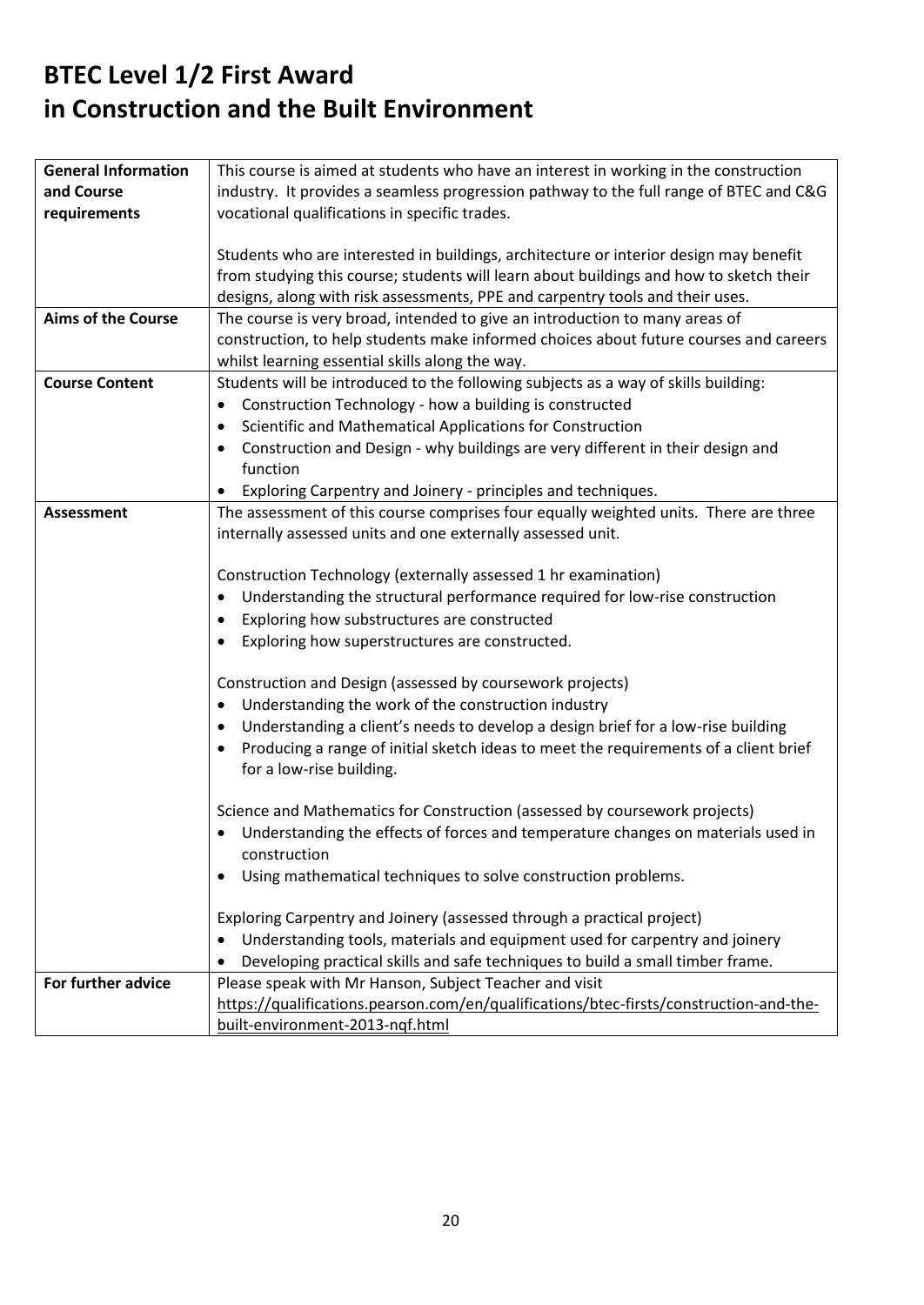# BTEC Level 1/2 First Award in Construction and the Built Environment

| | |
|---|---|
| **General Information and Course requirements** | This course is aimed at students who have an interest in working in the construction industry. It provides a seamless progression pathway to the full range of BTEC and C&G vocational qualifications in specific trades.<br><br>Students who are interested in buildings, architecture or interior design may benefit from studying this course; students will learn about buildings and how to sketch their designs, along with risk assessments, PPE and carpentry tools and their uses. |
| **Aims of the Course** | The course is very broad, intended to give an introduction to many areas of construction, to help students make informed choices about future courses and careers whilst learning essential skills along the way. |
| **Course Content** | Students will be introduced to the following subjects as a way of skills building:<br>• Construction Technology - how a building is constructed<br>• Scientific and Mathematical Applications for Construction<br>• Construction and Design - why buildings are very different in their design and function<br>• Exploring Carpentry and Joinery - principles and techniques. |
| **Assessment** | The assessment of this course comprises four equally weighted units. There are three internally assessed units and one externally assessed unit.<br><br>Construction Technology (externally assessed 1 hr examination)<br>• Understanding the structural performance required for low-rise construction<br>• Exploring how substructures are constructed<br>• Exploring how superstructures are constructed.<br><br>Construction and Design (assessed by coursework projects)<br>• Understanding the work of the construction industry<br>• Understanding a client's needs to develop a design brief for a low-rise building<br>• Producing a range of initial sketch ideas to meet the requirements of a client brief for a low-rise building.<br><br>Science and Mathematics for Construction (assessed by coursework projects)<br>• Understanding the effects of forces and temperature changes on materials used in construction<br>• Using mathematical techniques to solve construction problems.<br><br>Exploring Carpentry and Joinery (assessed through a practical project)<br>• Understanding tools, materials and equipment used for carpentry and joinery<br>• Developing practical skills and safe techniques to build a small timber frame. |
| **For further advice** | Please speak with Mr Hanson, Subject Teacher and visit https://qualifications.pearson.com/en/qualifications/btec-firsts/construction-and-the-built-environment-2013-nqf.html |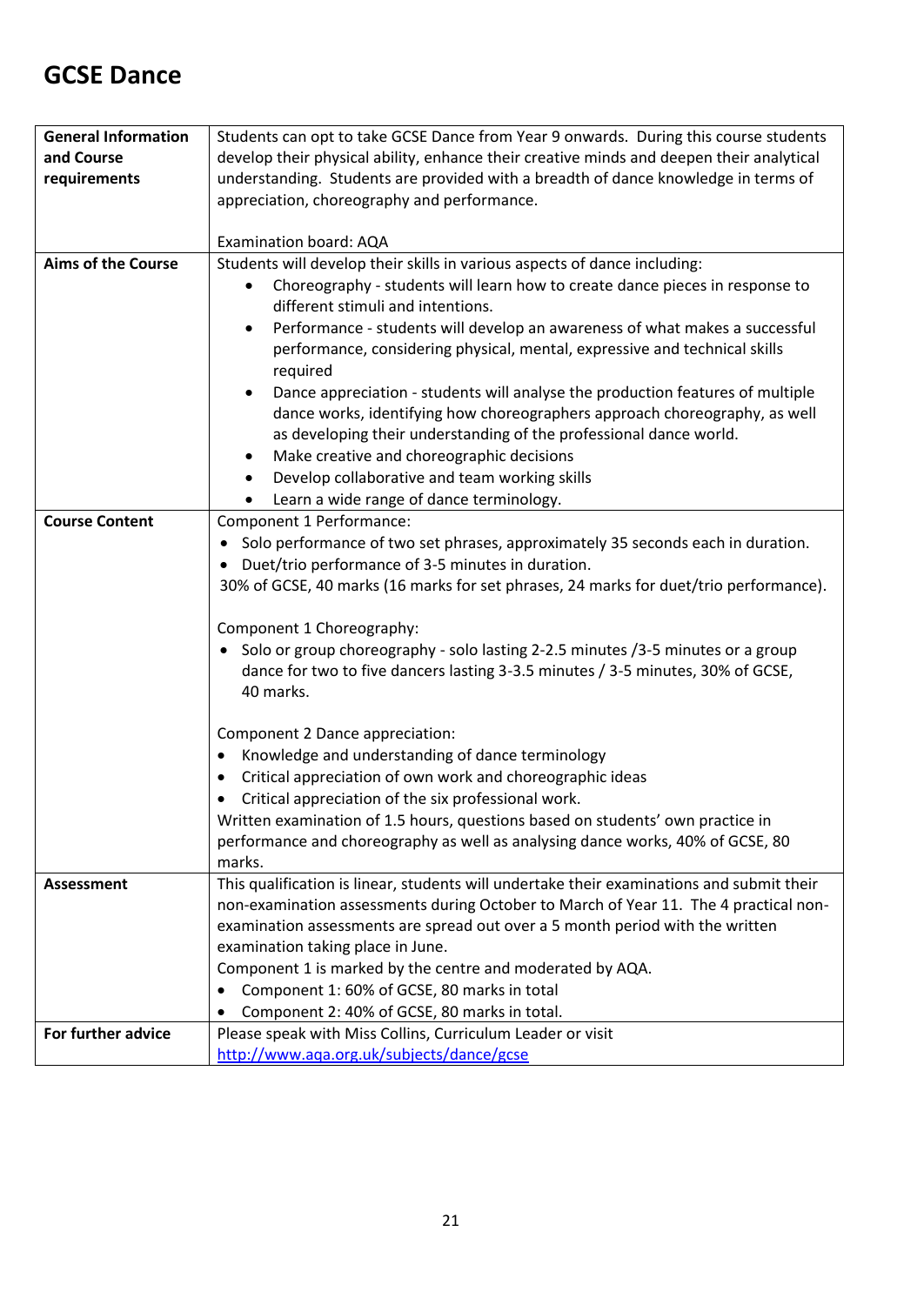# GCSE Dance

| | |
|---|---|
| **General Information and Course requirements** | Students can opt to take GCSE Dance from Year 9 onwards. During this course students develop their physical ability, enhance their creative minds and deepen their analytical understanding. Students are provided with a breadth of dance knowledge in terms of appreciation, choreography and performance.<br><br>Examination board: AQA |
| **Aims of the Course** | Students will develop their skills in various aspects of dance including:<br>• Choreography - students will learn how to create dance pieces in response to different stimuli and intentions.<br>• Performance - students will develop an awareness of what makes a successful performance, considering physical, mental, expressive and technical skills required<br>• Dance appreciation - students will analyse the production features of multiple dance works, identifying how choreographers approach choreography, as well as developing their understanding of the professional dance world.<br>• Make creative and choreographic decisions<br>• Develop collaborative and team working skills<br>• Learn a wide range of dance terminology. |
| **Course Content** | Component 1 Performance:<br>• Solo performance of two set phrases, approximately 35 seconds each in duration.<br>• Duet/trio performance of 3-5 minutes in duration.<br>30% of GCSE, 40 marks (16 marks for set phrases, 24 marks for duet/trio performance).<br><br>Component 1 Choreography:<br>• Solo or group choreography - solo lasting 2-2.5 minutes /3-5 minutes or a group dance for two to five dancers lasting 3-3.5 minutes / 3-5 minutes, 30% of GCSE, 40 marks.<br><br>Component 2 Dance appreciation:<br>• Knowledge and understanding of dance terminology<br>• Critical appreciation of own work and choreographic ideas<br>• Critical appreciation of the six professional work.<br>Written examination of 1.5 hours, questions based on students' own practice in performance and choreography as well as analysing dance works, 40% of GCSE, 80 marks. |
| **Assessment** | This qualification is linear, students will undertake their examinations and submit their non-examination assessments during October to March of Year 11. The 4 practical non-examination assessments are spread out over a 5 month period with the written examination taking place in June.<br>Component 1 is marked by the centre and moderated by AQA.<br>• Component 1: 60% of GCSE, 80 marks in total<br>• Component 2: 40% of GCSE, 80 marks in total. |
| **For further advice** | Please speak with Miss Collins, Curriculum Leader or visit [http://www.aqa.org.uk/subjects/dance/gcse](http://www.aqa.org.uk/subjects/dance/gcse) |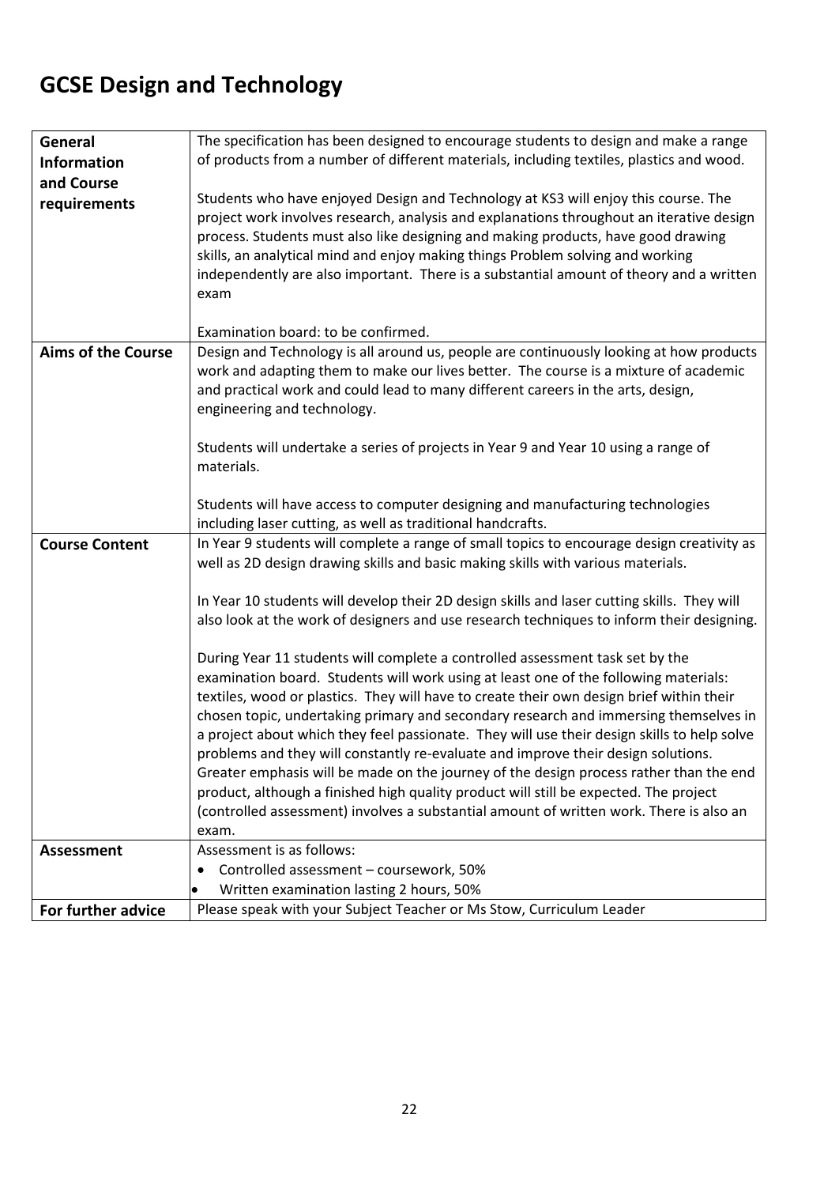# GCSE Design and Technology

| | |
|---|---|
| **General Information and Course requirements** | The specification has been designed to encourage students to design and make a range of products from a number of different materials, including textiles, plastics and wood.<br><br>Students who have enjoyed Design and Technology at KS3 will enjoy this course. The project work involves research, analysis and explanations throughout an iterative design process. Students must also like designing and making products, have good drawing skills, an analytical mind and enjoy making things Problem solving and working independently are also important. There is a substantial amount of theory and a written exam<br><br>Examination board: to be confirmed. |
| **Aims of the Course** | Design and Technology is all around us, people are continuously looking at how products work and adapting them to make our lives better. The course is a mixture of academic and practical work and could lead to many different careers in the arts, design, engineering and technology.<br><br>Students will undertake a series of projects in Year 9 and Year 10 using a range of materials.<br><br>Students will have access to computer designing and manufacturing technologies including laser cutting, as well as traditional handcrafts. |
| **Course Content** | In Year 9 students will complete a range of small topics to encourage design creativity as well as 2D design drawing skills and basic making skills with various materials.<br><br>In Year 10 students will develop their 2D design skills and laser cutting skills. They will also look at the work of designers and use research techniques to inform their designing.<br><br>During Year 11 students will complete a controlled assessment task set by the examination board. Students will work using at least one of the following materials: textiles, wood or plastics. They will have to create their own design brief within their chosen topic, undertaking primary and secondary research and immersing themselves in a project about which they feel passionate. They will use their design skills to help solve problems and they will constantly re-evaluate and improve their design solutions. Greater emphasis will be made on the journey of the design process rather than the end product, although a finished high quality product will still be expected. The project (controlled assessment) involves a substantial amount of written work. There is also an exam. |
| **Assessment** | Assessment is as follows:<br>• Controlled assessment – coursework, 50%<br>• Written examination lasting 2 hours, 50% |
| **For further advice** | Please speak with your Subject Teacher or Ms Stow, Curriculum Leader |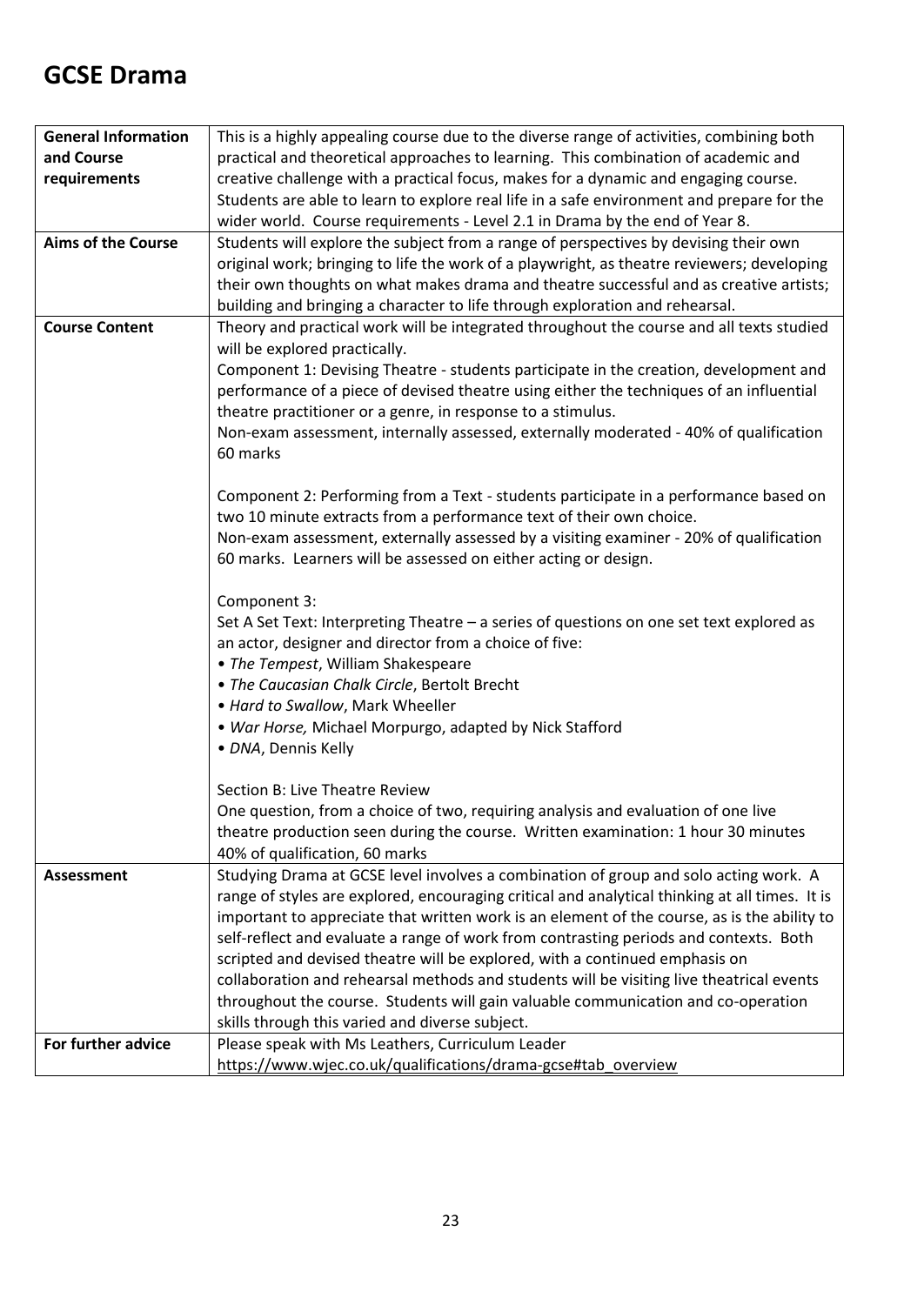# GCSE Drama

| | |
|---|---|
| **General Information and Course requirements** | This is a highly appealing course due to the diverse range of activities, combining both practical and theoretical approaches to learning. This combination of academic and creative challenge with a practical focus, makes for a dynamic and engaging course. Students are able to learn to explore real life in a safe environment and prepare for the wider world. Course requirements - Level 2.1 in Drama by the end of Year 8. |
| **Aims of the Course** | Students will explore the subject from a range of perspectives by devising their own original work; bringing to life the work of a playwright, as theatre reviewers; developing their own thoughts on what makes drama and theatre successful and as creative artists; building and bringing a character to life through exploration and rehearsal. |
| **Course Content** | Theory and practical work will be integrated throughout the course and all texts studied will be explored practically.<br>Component 1: Devising Theatre - students participate in the creation, development and performance of a piece of devised theatre using either the techniques of an influential theatre practitioner or a genre, in response to a stimulus.<br>Non-exam assessment, internally assessed, externally moderated - 40% of qualification 60 marks<br><br>Component 2: Performing from a Text - students participate in a performance based on two 10 minute extracts from a performance text of their own choice.<br>Non-exam assessment, externally assessed by a visiting examiner - 20% of qualification 60 marks. Learners will be assessed on either acting or design.<br><br>Component 3:<br>Set A Set Text: Interpreting Theatre – a series of questions on one set text explored as an actor, designer and director from a choice of five:<br>• *The Tempest*, William Shakespeare<br>• *The Caucasian Chalk Circle*, Bertolt Brecht<br>• *Hard to Swallow*, Mark Wheeller<br>• *War Horse,* Michael Morpurgo, adapted by Nick Stafford<br>• *DNA*, Dennis Kelly<br><br>Section B: Live Theatre Review<br>One question, from a choice of two, requiring analysis and evaluation of one live theatre production seen during the course. Written examination: 1 hour 30 minutes<br>40% of qualification, 60 marks |
| **Assessment** | Studying Drama at GCSE level involves a combination of group and solo acting work. A range of styles are explored, encouraging critical and analytical thinking at all times. It is important to appreciate that written work is an element of the course, as is the ability to self-reflect and evaluate a range of work from contrasting periods and contexts. Both scripted and devised theatre will be explored, with a continued emphasis on collaboration and rehearsal methods and students will be visiting live theatrical events throughout the course. Students will gain valuable communication and co-operation skills through this varied and diverse subject. |
| **For further advice** | Please speak with Ms Leathers, Curriculum Leader<br>https://www.wjec.co.uk/qualifications/drama-gcse#tab_overview |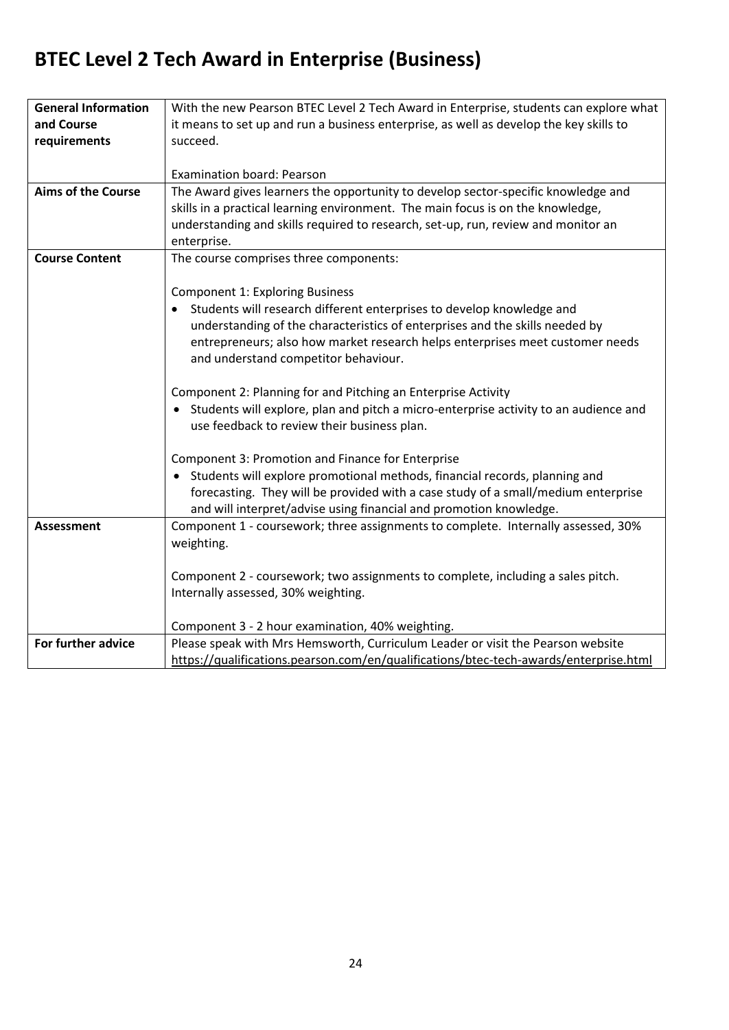# BTEC Level 2 Tech Award in Enterprise (Business)

| | |
|---|---|
| **General Information and Course requirements** | With the new Pearson BTEC Level 2 Tech Award in Enterprise, students can explore what it means to set up and run a business enterprise, as well as develop the key skills to succeed.<br><br>Examination board: Pearson |
| **Aims of the Course** | The Award gives learners the opportunity to develop sector-specific knowledge and skills in a practical learning environment. The main focus is on the knowledge, understanding and skills required to research, set-up, run, review and monitor an enterprise. |
| **Course Content** | The course comprises three components:<br><br>Component 1: Exploring Business<br>• Students will research different enterprises to develop knowledge and understanding of the characteristics of enterprises and the skills needed by entrepreneurs; also how market research helps enterprises meet customer needs and understand competitor behaviour.<br><br>Component 2: Planning for and Pitching an Enterprise Activity<br>• Students will explore, plan and pitch a micro-enterprise activity to an audience and use feedback to review their business plan.<br><br>Component 3: Promotion and Finance for Enterprise<br>• Students will explore promotional methods, financial records, planning and forecasting. They will be provided with a case study of a small/medium enterprise and will interpret/advise using financial and promotion knowledge. |
| **Assessment** | Component 1 - coursework; three assignments to complete. Internally assessed, 30% weighting.<br><br>Component 2 - coursework; two assignments to complete, including a sales pitch. Internally assessed, 30% weighting.<br><br>Component 3 - 2 hour examination, 40% weighting. |
| **For further advice** | Please speak with Mrs Hemsworth, Curriculum Leader or visit the Pearson website https://qualifications.pearson.com/en/qualifications/btec-tech-awards/enterprise.html |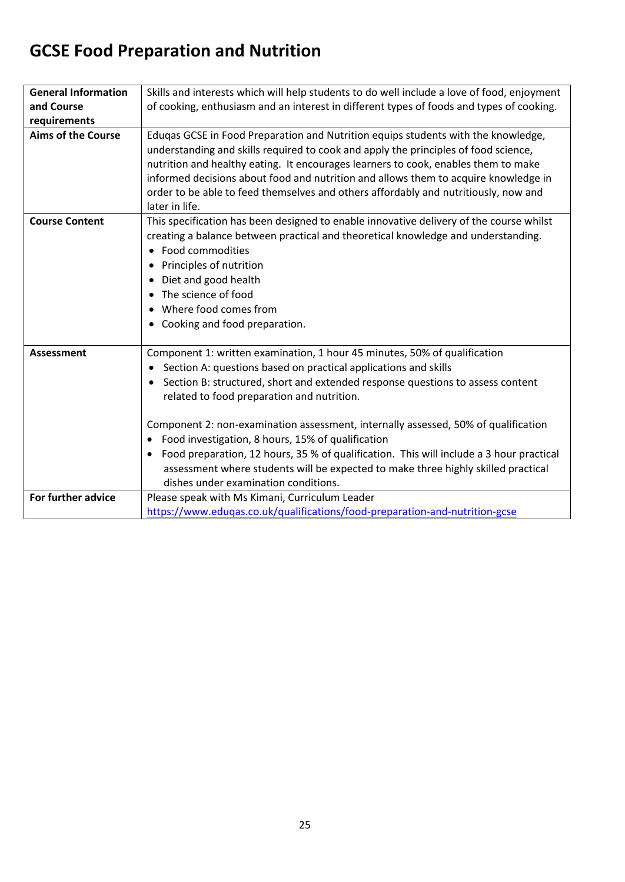# GCSE Food Preparation and Nutrition

| | |
|---|---|
| **General Information and Course requirements** | Skills and interests which will help students to do well include a love of food, enjoyment of cooking, enthusiasm and an interest in different types of foods and types of cooking. |
| **Aims of the Course** | Eduqas GCSE in Food Preparation and Nutrition equips students with the knowledge, understanding and skills required to cook and apply the principles of food science, nutrition and healthy eating. It encourages learners to cook, enables them to make informed decisions about food and nutrition and allows them to acquire knowledge in order to be able to feed themselves and others affordably and nutritiously, now and later in life. |
| **Course Content** | This specification has been designed to enable innovative delivery of the course whilst creating a balance between practical and theoretical knowledge and understanding.<br>• Food commodities<br>• Principles of nutrition<br>• Diet and good health<br>• The science of food<br>• Where food comes from<br>• Cooking and food preparation. |
| **Assessment** | Component 1: written examination, 1 hour 45 minutes, 50% of qualification<br>• Section A: questions based on practical applications and skills<br>• Section B: structured, short and extended response questions to assess content related to food preparation and nutrition.<br><br>Component 2: non-examination assessment, internally assessed, 50% of qualification<br>• Food investigation, 8 hours, 15% of qualification<br>• Food preparation, 12 hours, 35 % of qualification. This will include a 3 hour practical assessment where students will be expected to make three highly skilled practical dishes under examination conditions. |
| **For further advice** | Please speak with Ms Kimani, Curriculum Leader<br>https://www.eduqas.co.uk/qualifications/food-preparation-and-nutrition-gcse |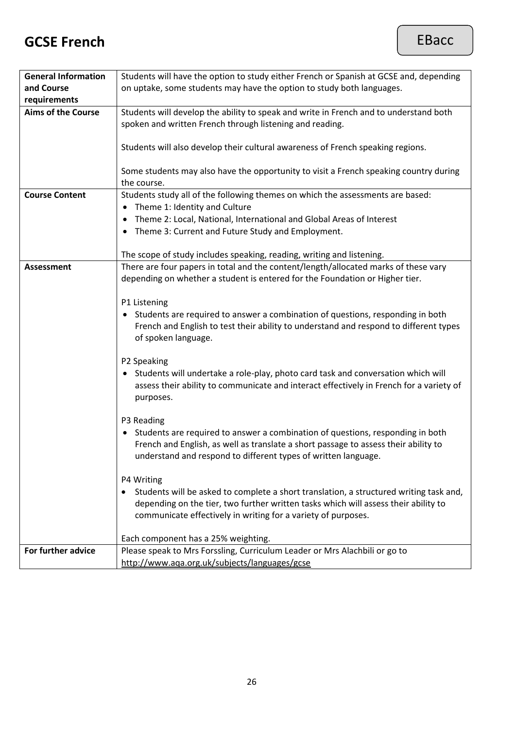# GCSE French

EBacc

| | |
|---|---|
| **General Information and Course requirements** | Students will have the option to study either French or Spanish at GCSE and, depending on uptake, some students may have the option to study both languages. |
| **Aims of the Course** | Students will develop the ability to speak and write in French and to understand both spoken and written French through listening and reading.<br><br>Students will also develop their cultural awareness of French speaking regions.<br><br>Some students may also have the opportunity to visit a French speaking country during the course. |
| **Course Content** | Students study all of the following themes on which the assessments are based:<br>• Theme 1: Identity and Culture<br>• Theme 2: Local, National, International and Global Areas of Interest<br>• Theme 3: Current and Future Study and Employment.<br><br>The scope of study includes speaking, reading, writing and listening. |
| **Assessment** | There are four papers in total and the content/length/allocated marks of these vary depending on whether a student is entered for the Foundation or Higher tier.<br><br>P1 Listening<br>• Students are required to answer a combination of questions, responding in both French and English to test their ability to understand and respond to different types of spoken language.<br><br>P2 Speaking<br>• Students will undertake a role-play, photo card task and conversation which will assess their ability to communicate and interact effectively in French for a variety of purposes.<br><br>P3 Reading<br>• Students are required to answer a combination of questions, responding in both French and English, as well as translate a short passage to assess their ability to understand and respond to different types of written language.<br><br>P4 Writing<br>• Students will be asked to complete a short translation, a structured writing task and, depending on the tier, two further written tasks which will assess their ability to communicate effectively in writing for a variety of purposes.<br><br>Each component has a 25% weighting. |
| **For further advice** | Please speak to Mrs Forssling, Curriculum Leader or Mrs Alachbili or go to http://www.aqa.org.uk/subjects/languages/gcse |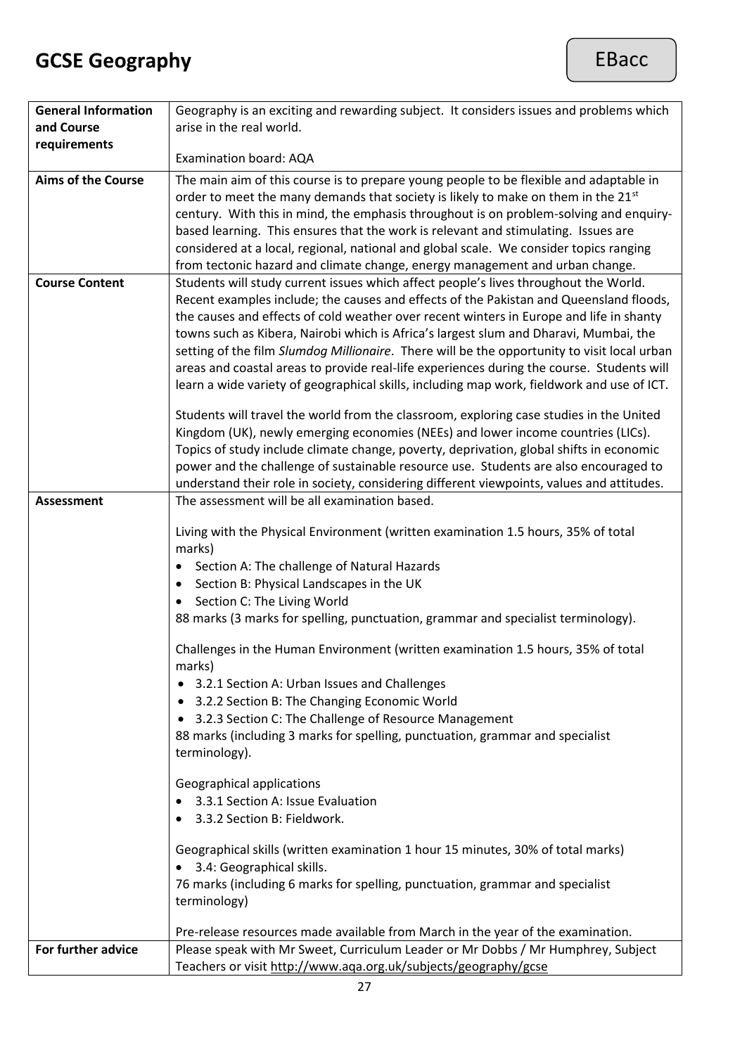# GCSE Geography

EBacc

| | |
|---|---|
| **General Information and Course requirements** | Geography is an exciting and rewarding subject. It considers issues and problems which arise in the real world.<br><br>Examination board: AQA |
| **Aims of the Course** | The main aim of this course is to prepare young people to be flexible and adaptable in order to meet the many demands that society is likely to make on them in the 21st century. With this in mind, the emphasis throughout is on problem-solving and enquiry-based learning. This ensures that the work is relevant and stimulating. Issues are considered at a local, regional, national and global scale. We consider topics ranging from tectonic hazard and climate change, energy management and urban change. |
| **Course Content** | Students will study current issues which affect people's lives throughout the World. Recent examples include; the causes and effects of the Pakistan and Queensland floods, the causes and effects of cold weather over recent winters in Europe and life in shanty towns such as Kibera, Nairobi which is Africa's largest slum and Dharavi, Mumbai, the setting of the film *Slumdog Millionaire*. There will be the opportunity to visit local urban areas and coastal areas to provide real-life experiences during the course. Students will learn a wide variety of geographical skills, including map work, fieldwork and use of ICT.<br><br>Students will travel the world from the classroom, exploring case studies in the United Kingdom (UK), newly emerging economies (NEEs) and lower income countries (LICs). Topics of study include climate change, poverty, deprivation, global shifts in economic power and the challenge of sustainable resource use. Students are also encouraged to understand their role in society, considering different viewpoints, values and attitudes. |
| **Assessment** | The assessment will be all examination based.<br><br>Living with the Physical Environment (written examination 1.5 hours, 35% of total marks)<br>• Section A: The challenge of Natural Hazards<br>• Section B: Physical Landscapes in the UK<br>• Section C: The Living World<br>88 marks (3 marks for spelling, punctuation, grammar and specialist terminology).<br><br>Challenges in the Human Environment (written examination 1.5 hours, 35% of total marks)<br>• 3.2.1 Section A: Urban Issues and Challenges<br>• 3.2.2 Section B: The Changing Economic World<br>• 3.2.3 Section C: The Challenge of Resource Management<br>88 marks (including 3 marks for spelling, punctuation, grammar and specialist terminology).<br><br>Geographical applications<br>• 3.3.1 Section A: Issue Evaluation<br>• 3.3.2 Section B: Fieldwork.<br><br>Geographical skills (written examination 1 hour 15 minutes, 30% of total marks)<br>• 3.4: Geographical skills.<br>76 marks (including 6 marks for spelling, punctuation, grammar and specialist terminology)<br><br>Pre-release resources made available from March in the year of the examination. |
| **For further advice** | Please speak with Mr Sweet, Curriculum Leader or Mr Dobbs / Mr Humphrey, Subject Teachers or visit http://www.aqa.org.uk/subjects/geography/gcse |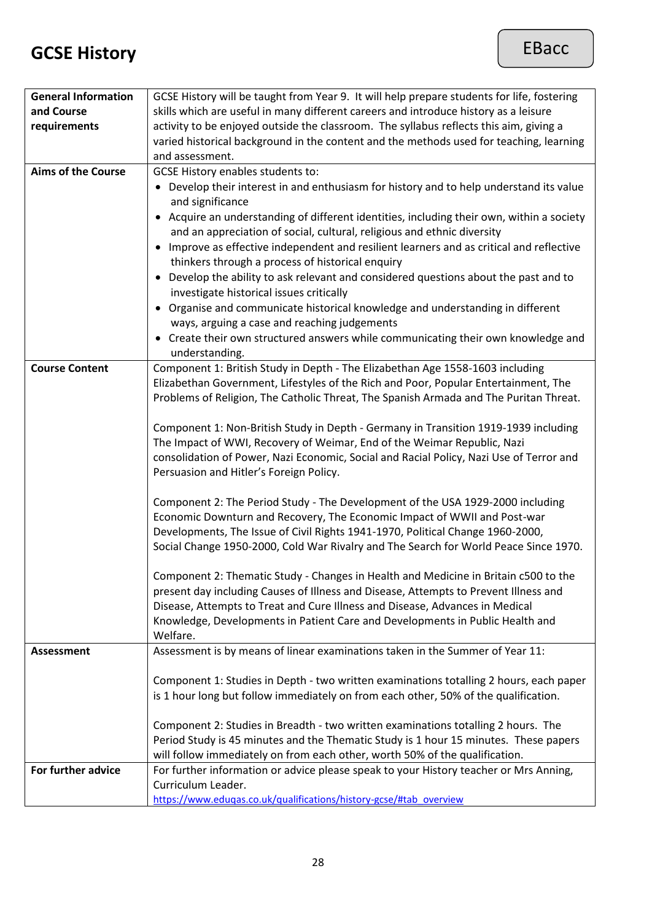# GCSE History

EBacc

| | |
|---|---|
| **General Information and Course requirements** | GCSE History will be taught from Year 9. It will help prepare students for life, fostering skills which are useful in many different careers and introduce history as a leisure activity to be enjoyed outside the classroom. The syllabus reflects this aim, giving a varied historical background in the content and the methods used for teaching, learning and assessment. |
| **Aims of the Course** | GCSE History enables students to:<br>• Develop their interest in and enthusiasm for history and to help understand its value and significance<br>• Acquire an understanding of different identities, including their own, within a society and an appreciation of social, cultural, religious and ethnic diversity<br>• Improve as effective independent and resilient learners and as critical and reflective thinkers through a process of historical enquiry<br>• Develop the ability to ask relevant and considered questions about the past and to investigate historical issues critically<br>• Organise and communicate historical knowledge and understanding in different ways, arguing a case and reaching judgements<br>• Create their own structured answers while communicating their own knowledge and understanding. |
| **Course Content** | Component 1: British Study in Depth - The Elizabethan Age 1558-1603 including Elizabethan Government, Lifestyles of the Rich and Poor, Popular Entertainment, The Problems of Religion, The Catholic Threat, The Spanish Armada and The Puritan Threat.<br><br>Component 1: Non-British Study in Depth - Germany in Transition 1919-1939 including The Impact of WWI, Recovery of Weimar, End of the Weimar Republic, Nazi consolidation of Power, Nazi Economic, Social and Racial Policy, Nazi Use of Terror and Persuasion and Hitler's Foreign Policy.<br><br>Component 2: The Period Study - The Development of the USA 1929-2000 including Economic Downturn and Recovery, The Economic Impact of WWII and Post-war Developments, The Issue of Civil Rights 1941-1970, Political Change 1960-2000, Social Change 1950-2000, Cold War Rivalry and The Search for World Peace Since 1970.<br><br>Component 2: Thematic Study - Changes in Health and Medicine in Britain c500 to the present day including Causes of Illness and Disease, Attempts to Prevent Illness and Disease, Attempts to Treat and Cure Illness and Disease, Advances in Medical Knowledge, Developments in Patient Care and Developments in Public Health and Welfare. |
| **Assessment** | Assessment is by means of linear examinations taken in the Summer of Year 11:<br><br>Component 1: Studies in Depth - two written examinations totalling 2 hours, each paper is 1 hour long but follow immediately on from each other, 50% of the qualification.<br><br>Component 2: Studies in Breadth - two written examinations totalling 2 hours. The Period Study is 45 minutes and the Thematic Study is 1 hour 15 minutes. These papers will follow immediately on from each other, worth 50% of the qualification. |
| **For further advice** | For further information or advice please speak to your History teacher or Mrs Anning, Curriculum Leader.<br>https://www.eduqas.co.uk/qualifications/history-gcse/#tab_overview |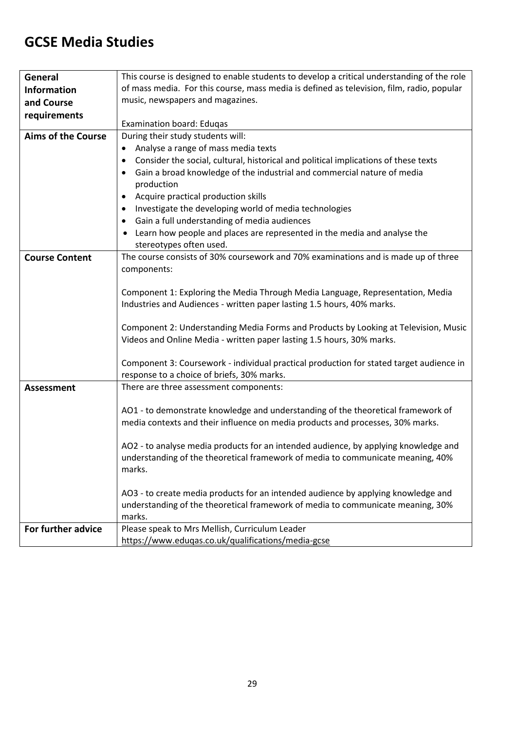# GCSE Media Studies

| | |
|---|---|
| **General Information and Course requirements** | This course is designed to enable students to develop a critical understanding of the role of mass media. For this course, mass media is defined as television, film, radio, popular music, newspapers and magazines.<br><br>Examination board: Eduqas |
| **Aims of the Course** | During their study students will:<br>• Analyse a range of mass media texts<br>• Consider the social, cultural, historical and political implications of these texts<br>• Gain a broad knowledge of the industrial and commercial nature of media production<br>• Acquire practical production skills<br>• Investigate the developing world of media technologies<br>• Gain a full understanding of media audiences<br>• Learn how people and places are represented in the media and analyse the stereotypes often used. |
| **Course Content** | The course consists of 30% coursework and 70% examinations and is made up of three components:<br><br>Component 1: Exploring the Media Through Media Language, Representation, Media Industries and Audiences - written paper lasting 1.5 hours, 40% marks.<br><br>Component 2: Understanding Media Forms and Products by Looking at Television, Music Videos and Online Media - written paper lasting 1.5 hours, 30% marks.<br><br>Component 3: Coursework - individual practical production for stated target audience in response to a choice of briefs, 30% marks. |
| **Assessment** | There are three assessment components:<br><br>AO1 - to demonstrate knowledge and understanding of the theoretical framework of media contexts and their influence on media products and processes, 30% marks.<br><br>AO2 - to analyse media products for an intended audience, by applying knowledge and understanding of the theoretical framework of media to communicate meaning, 40% marks.<br><br>AO3 - to create media products for an intended audience by applying knowledge and understanding of the theoretical framework of media to communicate meaning, 30% marks. |
| **For further advice** | Please speak to Mrs Mellish, Curriculum Leader<br>https://www.eduqas.co.uk/qualifications/media-gcse |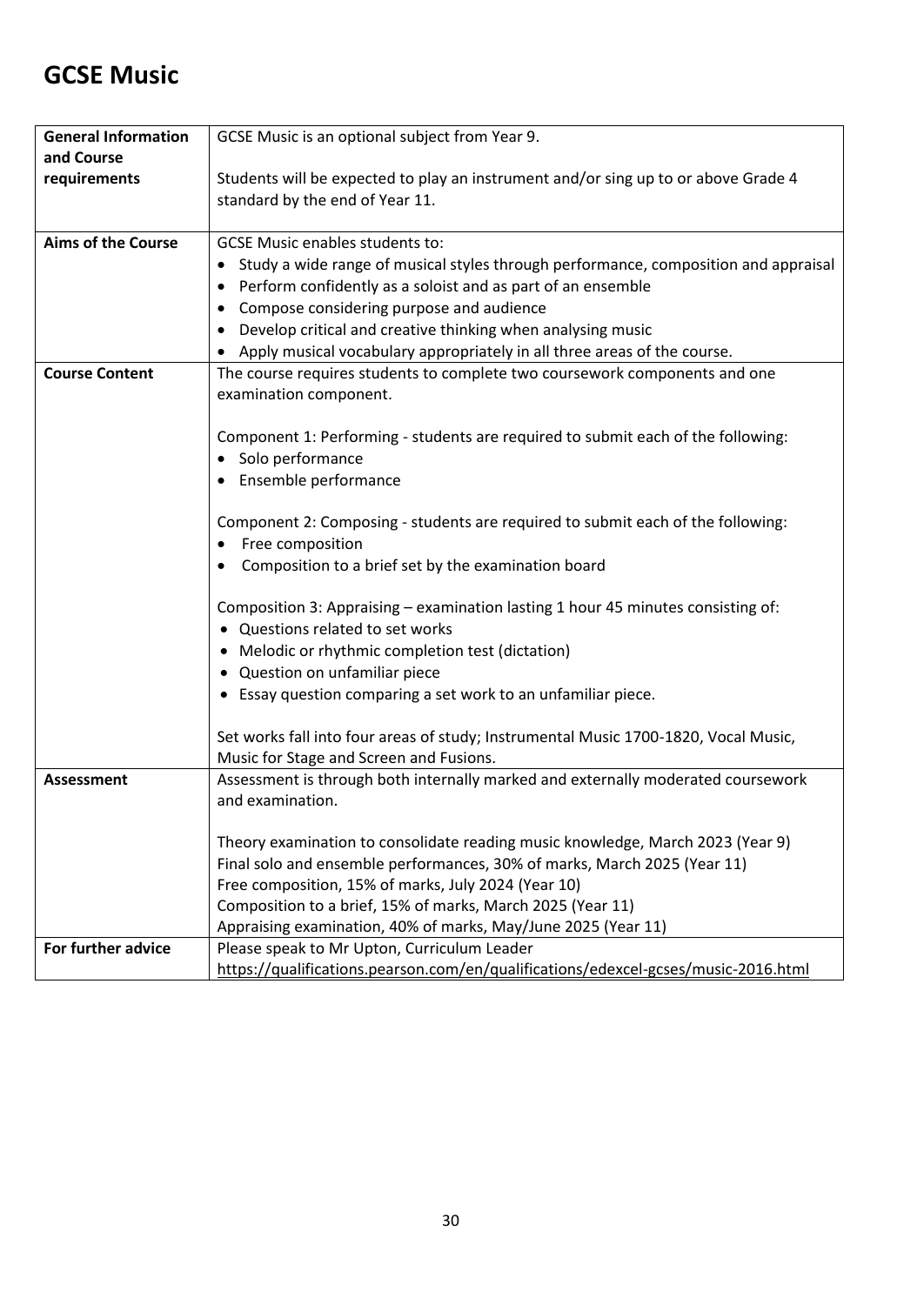# GCSE Music

| | |
|---|---|
| **General Information and Course requirements** | GCSE Music is an optional subject from Year 9.<br><br>Students will be expected to play an instrument and/or sing up to or above Grade 4 standard by the end of Year 11. |
| **Aims of the Course** | GCSE Music enables students to:<br>• Study a wide range of musical styles through performance, composition and appraisal<br>• Perform confidently as a soloist and as part of an ensemble<br>• Compose considering purpose and audience<br>• Develop critical and creative thinking when analysing music<br>• Apply musical vocabulary appropriately in all three areas of the course. |
| **Course Content** | The course requires students to complete two coursework components and one examination component.<br><br>Component 1: Performing - students are required to submit each of the following:<br>• Solo performance<br>• Ensemble performance<br><br>Component 2: Composing - students are required to submit each of the following:<br>• Free composition<br>• Composition to a brief set by the examination board<br><br>Composition 3: Appraising – examination lasting 1 hour 45 minutes consisting of:<br>• Questions related to set works<br>• Melodic or rhythmic completion test (dictation)<br>• Question on unfamiliar piece<br>• Essay question comparing a set work to an unfamiliar piece.<br><br>Set works fall into four areas of study; Instrumental Music 1700-1820, Vocal Music, Music for Stage and Screen and Fusions. |
| **Assessment** | Assessment is through both internally marked and externally moderated coursework and examination.<br><br>Theory examination to consolidate reading music knowledge, March 2023 (Year 9)<br>Final solo and ensemble performances, 30% of marks, March 2025 (Year 11)<br>Free composition, 15% of marks, July 2024 (Year 10)<br>Composition to a brief, 15% of marks, March 2025 (Year 11)<br>Appraising examination, 40% of marks, May/June 2025 (Year 11) |
| **For further advice** | Please speak to Mr Upton, Curriculum Leader<br>https://qualifications.pearson.com/en/qualifications/edexcel-gcses/music-2016.html |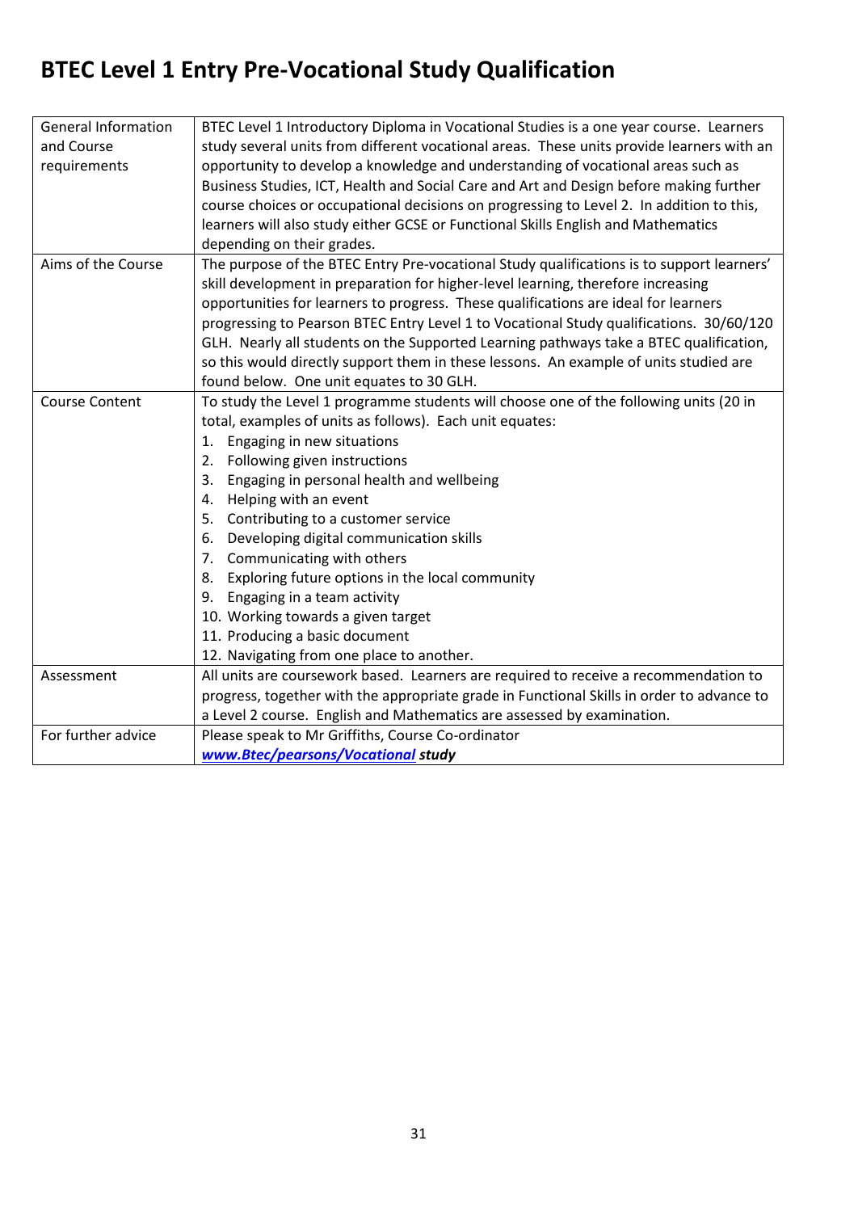# BTEC Level 1 Entry Pre-Vocational Study Qualification

| | |
|---|---|
| General Information and Course requirements | BTEC Level 1 Introductory Diploma in Vocational Studies is a one year course. Learners study several units from different vocational areas. These units provide learners with an opportunity to develop a knowledge and understanding of vocational areas such as Business Studies, ICT, Health and Social Care and Art and Design before making further course choices or occupational decisions on progressing to Level 2. In addition to this, learners will also study either GCSE or Functional Skills English and Mathematics depending on their grades. |
| Aims of the Course | The purpose of the BTEC Entry Pre-vocational Study qualifications is to support learners' skill development in preparation for higher-level learning, therefore increasing opportunities for learners to progress. These qualifications are ideal for learners progressing to Pearson BTEC Entry Level 1 to Vocational Study qualifications. 30/60/120 GLH. Nearly all students on the Supported Learning pathways take a BTEC qualification, so this would directly support them in these lessons. An example of units studied are found below. One unit equates to 30 GLH. |
| Course Content | To study the Level 1 programme students will choose one of the following units (20 in total, examples of units as follows). Each unit equates:<br>1. Engaging in new situations<br>2. Following given instructions<br>3. Engaging in personal health and wellbeing<br>4. Helping with an event<br>5. Contributing to a customer service<br>6. Developing digital communication skills<br>7. Communicating with others<br>8. Exploring future options in the local community<br>9. Engaging in a team activity<br>10. Working towards a given target<br>11. Producing a basic document<br>12. Navigating from one place to another. |
| Assessment | All units are coursework based. Learners are required to receive a recommendation to progress, together with the appropriate grade in Functional Skills in order to advance to a Level 2 course. English and Mathematics are assessed by examination. |
| For further advice | Please speak to Mr Griffiths, Course Co-ordinator<br>***www.Btec/pearsons/Vocational study*** |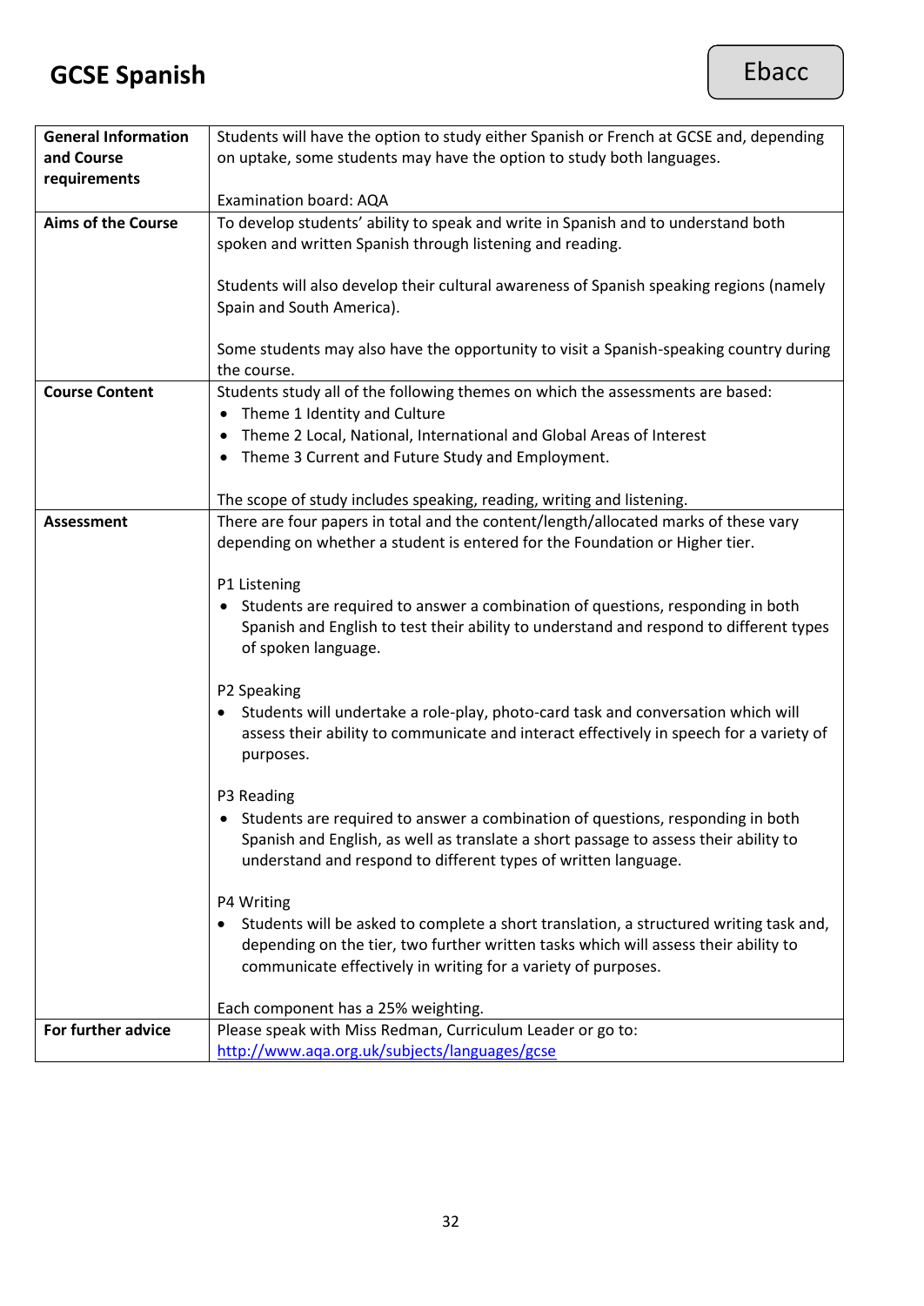# GCSE Spanish

Ebacc

| | |
|---|---|
| **General Information and Course requirements** | Students will have the option to study either Spanish or French at GCSE and, depending on uptake, some students may have the option to study both languages.<br><br>Examination board: AQA |
| **Aims of the Course** | To develop students' ability to speak and write in Spanish and to understand both spoken and written Spanish through listening and reading.<br><br>Students will also develop their cultural awareness of Spanish speaking regions (namely Spain and South America).<br><br>Some students may also have the opportunity to visit a Spanish-speaking country during the course. |
| **Course Content** | Students study all of the following themes on which the assessments are based:<br>• Theme 1 Identity and Culture<br>• Theme 2 Local, National, International and Global Areas of Interest<br>• Theme 3 Current and Future Study and Employment.<br><br>The scope of study includes speaking, reading, writing and listening. |
| **Assessment** | There are four papers in total and the content/length/allocated marks of these vary depending on whether a student is entered for the Foundation or Higher tier.<br><br>P1 Listening<br>• Students are required to answer a combination of questions, responding in both Spanish and English to test their ability to understand and respond to different types of spoken language.<br><br>P2 Speaking<br>• Students will undertake a role-play, photo-card task and conversation which will assess their ability to communicate and interact effectively in speech for a variety of purposes.<br><br>P3 Reading<br>• Students are required to answer a combination of questions, responding in both Spanish and English, as well as translate a short passage to assess their ability to understand and respond to different types of written language.<br><br>P4 Writing<br>• Students will be asked to complete a short translation, a structured writing task and, depending on the tier, two further written tasks which will assess their ability to communicate effectively in writing for a variety of purposes.<br><br>Each component has a 25% weighting. |
| **For further advice** | Please speak with Miss Redman, Curriculum Leader or go to:<br>http://www.aqa.org.uk/subjects/languages/gcse |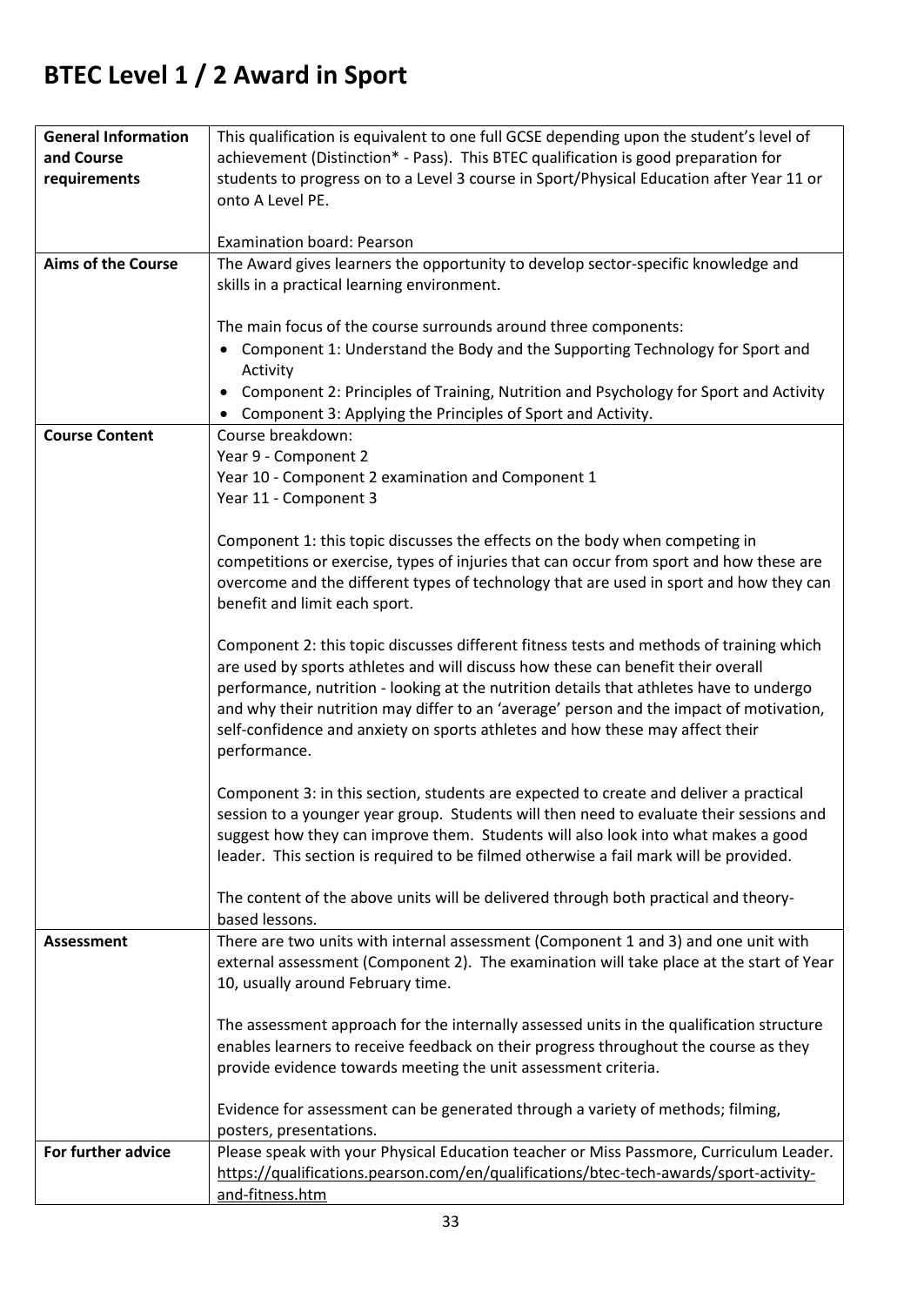# BTEC Level 1 / 2 Award in Sport

| | |
|---|---|
| **General Information and Course requirements** | This qualification is equivalent to one full GCSE depending upon the student's level of achievement (Distinction* - Pass). This BTEC qualification is good preparation for students to progress on to a Level 3 course in Sport/Physical Education after Year 11 or onto A Level PE.<br><br>Examination board: Pearson |
| **Aims of the Course** | The Award gives learners the opportunity to develop sector-specific knowledge and skills in a practical learning environment.<br><br>The main focus of the course surrounds around three components:<br>• Component 1: Understand the Body and the Supporting Technology for Sport and Activity<br>• Component 2: Principles of Training, Nutrition and Psychology for Sport and Activity<br>• Component 3: Applying the Principles of Sport and Activity. |
| **Course Content** | Course breakdown:<br>Year 9 - Component 2<br>Year 10 - Component 2 examination and Component 1<br>Year 11 - Component 3<br><br>Component 1: this topic discusses the effects on the body when competing in competitions or exercise, types of injuries that can occur from sport and how these are overcome and the different types of technology that are used in sport and how they can benefit and limit each sport.<br><br>Component 2: this topic discusses different fitness tests and methods of training which are used by sports athletes and will discuss how these can benefit their overall performance, nutrition - looking at the nutrition details that athletes have to undergo and why their nutrition may differ to an 'average' person and the impact of motivation, self-confidence and anxiety on sports athletes and how these may affect their performance.<br><br>Component 3: in this section, students are expected to create and deliver a practical session to a younger year group. Students will then need to evaluate their sessions and suggest how they can improve them. Students will also look into what makes a good leader. This section is required to be filmed otherwise a fail mark will be provided.<br><br>The content of the above units will be delivered through both practical and theory-based lessons. |
| **Assessment** | There are two units with internal assessment (Component 1 and 3) and one unit with external assessment (Component 2). The examination will take place at the start of Year 10, usually around February time.<br><br>The assessment approach for the internally assessed units in the qualification structure enables learners to receive feedback on their progress throughout the course as they provide evidence towards meeting the unit assessment criteria.<br><br>Evidence for assessment can be generated through a variety of methods; filming, posters, presentations. |
| **For further advice** | Please speak with your Physical Education teacher or Miss Passmore, Curriculum Leader.<br>https://qualifications.pearson.com/en/qualifications/btec-tech-awards/sport-activity-and-fitness.htm |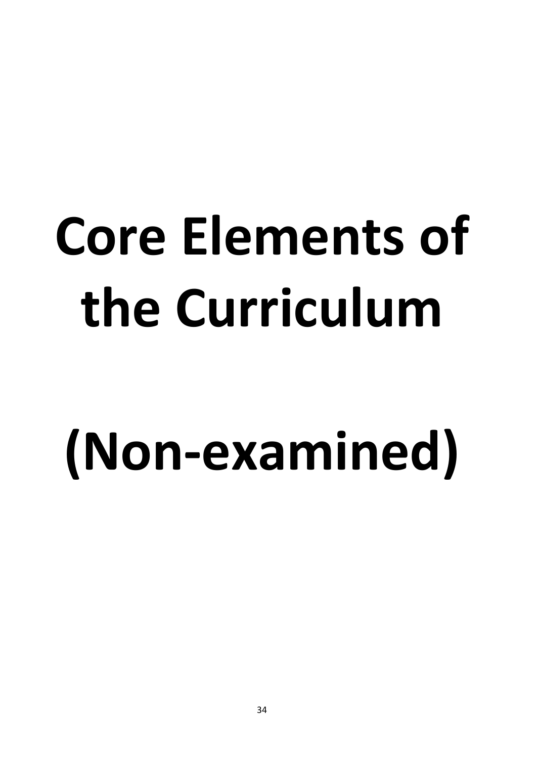# Core Elements of the Curriculum

# (Non-examined)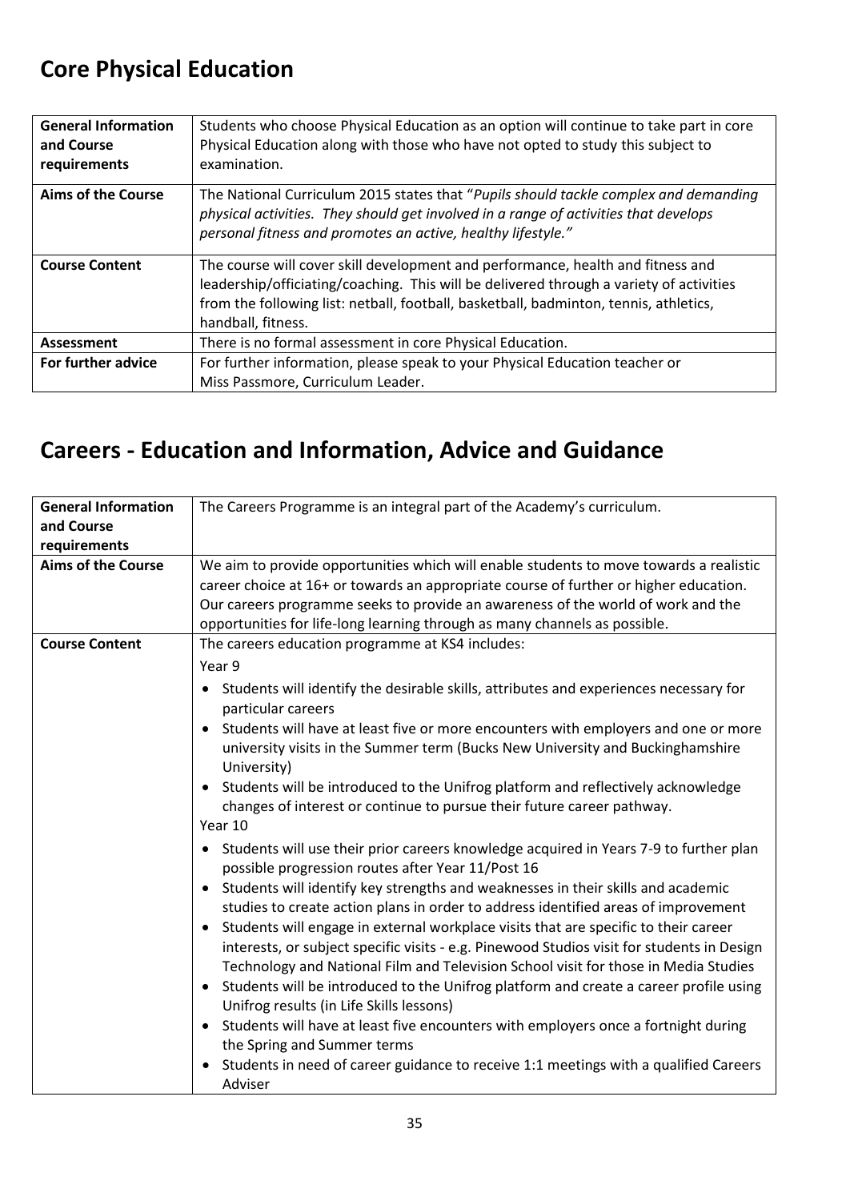# Core Physical Education

| | |
|---|---|
| **General Information and Course requirements** | Students who choose Physical Education as an option will continue to take part in core Physical Education along with those who have not opted to study this subject to examination. |
| **Aims of the Course** | The National Curriculum 2015 states that "*Pupils should tackle complex and demanding physical activities. They should get involved in a range of activities that develops personal fitness and promotes an active, healthy lifestyle.*" |
| **Course Content** | The course will cover skill development and performance, health and fitness and leadership/officiating/coaching. This will be delivered through a variety of activities from the following list: netball, football, basketball, badminton, tennis, athletics, handball, fitness. |
| **Assessment** | There is no formal assessment in core Physical Education. |
| **For further advice** | For further information, please speak to your Physical Education teacher or Miss Passmore, Curriculum Leader. |

# Careers - Education and Information, Advice and Guidance

| | |
|---|---|
| **General Information and Course requirements** | The Careers Programme is an integral part of the Academy's curriculum. |
| **Aims of the Course** | We aim to provide opportunities which will enable students to move towards a realistic career choice at 16+ or towards an appropriate course of further or higher education. Our careers programme seeks to provide an awareness of the world of work and the opportunities for life-long learning through as many channels as possible. |
| **Course Content** | The careers education programme at KS4 includes:<br><br>Year 9<br>• Students will identify the desirable skills, attributes and experiences necessary for particular careers<br>• Students will have at least five or more encounters with employers and one or more university visits in the Summer term (Bucks New University and Buckinghamshire University)<br>• Students will be introduced to the Unifrog platform and reflectively acknowledge changes of interest or continue to pursue their future career pathway.<br><br>Year 10<br>• Students will use their prior careers knowledge acquired in Years 7-9 to further plan possible progression routes after Year 11/Post 16<br>• Students will identify key strengths and weaknesses in their skills and academic studies to create action plans in order to address identified areas of improvement<br>• Students will engage in external workplace visits that are specific to their career interests, or subject specific visits - e.g. Pinewood Studios visit for students in Design Technology and National Film and Television School visit for those in Media Studies<br>• Students will be introduced to the Unifrog platform and create a career profile using Unifrog results (in Life Skills lessons)<br>• Students will have at least five encounters with employers once a fortnight during the Spring and Summer terms<br>• Students in need of career guidance to receive 1:1 meetings with a qualified Careers Adviser |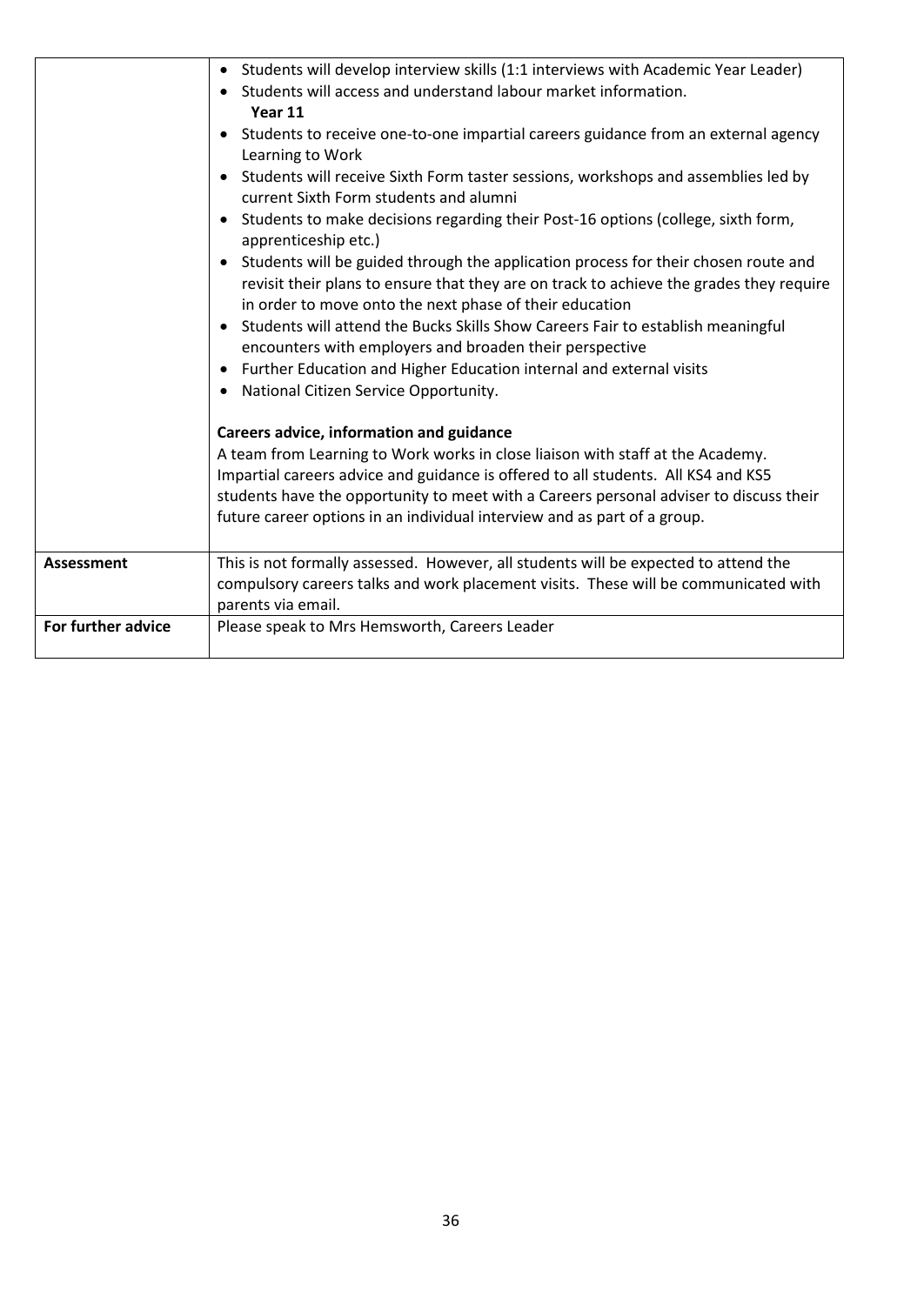| | |
|---|---|
| | • Students will develop interview skills (1:1 interviews with Academic Year Leader)<br>• Students will access and understand labour market information.<br>**Year 11**<br>• Students to receive one-to-one impartial careers guidance from an external agency Learning to Work<br>• Students will receive Sixth Form taster sessions, workshops and assemblies led by current Sixth Form students and alumni<br>• Students to make decisions regarding their Post-16 options (college, sixth form, apprenticeship etc.)<br>• Students will be guided through the application process for their chosen route and revisit their plans to ensure that they are on track to achieve the grades they require in order to move onto the next phase of their education<br>• Students will attend the Bucks Skills Show Careers Fair to establish meaningful encounters with employers and broaden their perspective<br>• Further Education and Higher Education internal and external visits<br>• National Citizen Service Opportunity.<br><br>**Careers advice, information and guidance**<br>A team from Learning to Work works in close liaison with staff at the Academy. Impartial careers advice and guidance is offered to all students. All KS4 and KS5 students have the opportunity to meet with a Careers personal adviser to discuss their future career options in an individual interview and as part of a group. |
| **Assessment** | This is not formally assessed. However, all students will be expected to attend the compulsory careers talks and work placement visits. These will be communicated with parents via email. |
| **For further advice** | Please speak to Mrs Hemsworth, Careers Leader |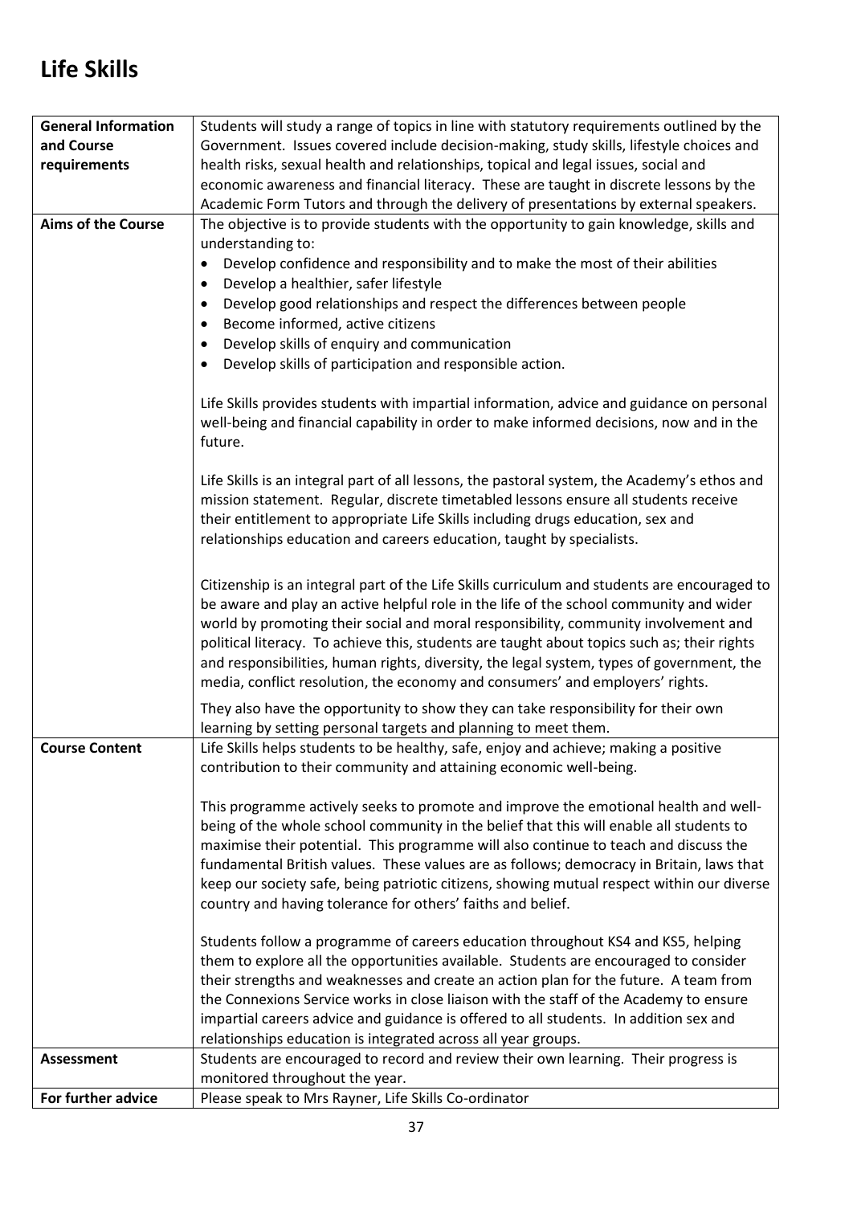# Life Skills

| | |
|---|---|
| **General Information and Course requirements** | Students will study a range of topics in line with statutory requirements outlined by the Government. Issues covered include decision-making, study skills, lifestyle choices and health risks, sexual health and relationships, topical and legal issues, social and economic awareness and financial literacy. These are taught in discrete lessons by the Academic Form Tutors and through the delivery of presentations by external speakers. |
| **Aims of the Course** | The objective is to provide students with the opportunity to gain knowledge, skills and understanding to:<br>• Develop confidence and responsibility and to make the most of their abilities<br>• Develop a healthier, safer lifestyle<br>• Develop good relationships and respect the differences between people<br>• Become informed, active citizens<br>• Develop skills of enquiry and communication<br>• Develop skills of participation and responsible action.<br><br>Life Skills provides students with impartial information, advice and guidance on personal well-being and financial capability in order to make informed decisions, now and in the future.<br><br>Life Skills is an integral part of all lessons, the pastoral system, the Academy's ethos and mission statement. Regular, discrete timetabled lessons ensure all students receive their entitlement to appropriate Life Skills including drugs education, sex and relationships education and careers education, taught by specialists.<br><br>Citizenship is an integral part of the Life Skills curriculum and students are encouraged to be aware and play an active helpful role in the life of the school community and wider world by promoting their social and moral responsibility, community involvement and political literacy. To achieve this, students are taught about topics such as; their rights and responsibilities, human rights, diversity, the legal system, types of government, the media, conflict resolution, the economy and consumers' and employers' rights.<br><br>They also have the opportunity to show they can take responsibility for their own learning by setting personal targets and planning to meet them. |
| **Course Content** | Life Skills helps students to be healthy, safe, enjoy and achieve; making a positive contribution to their community and attaining economic well-being.<br><br>This programme actively seeks to promote and improve the emotional health and well-being of the whole school community in the belief that this will enable all students to maximise their potential. This programme will also continue to teach and discuss the fundamental British values. These values are as follows; democracy in Britain, laws that keep our society safe, being patriotic citizens, showing mutual respect within our diverse country and having tolerance for others' faiths and belief.<br><br>Students follow a programme of careers education throughout KS4 and KS5, helping them to explore all the opportunities available. Students are encouraged to consider their strengths and weaknesses and create an action plan for the future. A team from the Connexions Service works in close liaison with the staff of the Academy to ensure impartial careers advice and guidance is offered to all students. In addition sex and relationships education is integrated across all year groups. |
| **Assessment** | Students are encouraged to record and review their own learning. Their progress is monitored throughout the year. |
| **For further advice** | Please speak to Mrs Rayner, Life Skills Co-ordinator |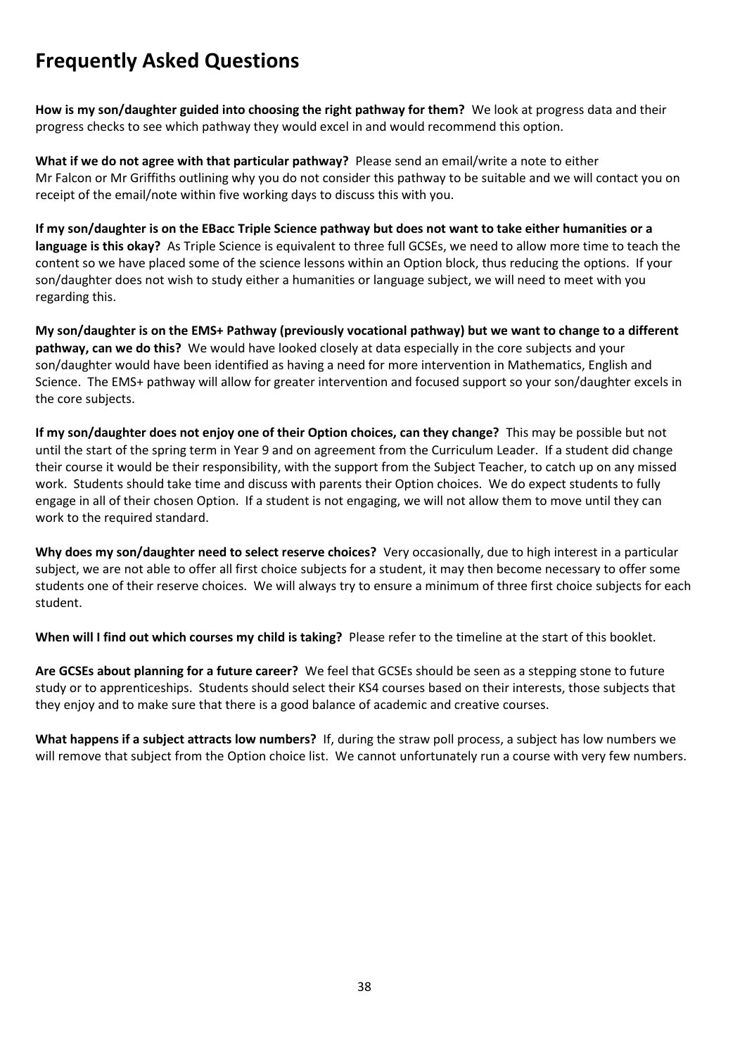# Frequently Asked Questions

**How is my son/daughter guided into choosing the right pathway for them?** We look at progress data and their progress checks to see which pathway they would excel in and would recommend this option.

**What if we do not agree with that particular pathway?** Please send an email/write a note to either Mr Falcon or Mr Griffiths outlining why you do not consider this pathway to be suitable and we will contact you on receipt of the email/note within five working days to discuss this with you.

**If my son/daughter is on the EBacc Triple Science pathway but does not want to take either humanities or a language is this okay?** As Triple Science is equivalent to three full GCSEs, we need to allow more time to teach the content so we have placed some of the science lessons within an Option block, thus reducing the options. If your son/daughter does not wish to study either a humanities or language subject, we will need to meet with you regarding this.

**My son/daughter is on the EMS+ Pathway (previously vocational pathway) but we want to change to a different pathway, can we do this?** We would have looked closely at data especially in the core subjects and your son/daughter would have been identified as having a need for more intervention in Mathematics, English and Science. The EMS+ pathway will allow for greater intervention and focused support so your son/daughter excels in the core subjects.

**If my son/daughter does not enjoy one of their Option choices, can they change?** This may be possible but not until the start of the spring term in Year 9 and on agreement from the Curriculum Leader. If a student did change their course it would be their responsibility, with the support from the Subject Teacher, to catch up on any missed work. Students should take time and discuss with parents their Option choices. We do expect students to fully engage in all of their chosen Option. If a student is not engaging, we will not allow them to move until they can work to the required standard.

**Why does my son/daughter need to select reserve choices?** Very occasionally, due to high interest in a particular subject, we are not able to offer all first choice subjects for a student, it may then become necessary to offer some students one of their reserve choices. We will always try to ensure a minimum of three first choice subjects for each student.

**When will I find out which courses my child is taking?** Please refer to the timeline at the start of this booklet.

**Are GCSEs about planning for a future career?** We feel that GCSEs should be seen as a stepping stone to future study or to apprenticeships. Students should select their KS4 courses based on their interests, those subjects that they enjoy and to make sure that there is a good balance of academic and creative courses.

**What happens if a subject attracts low numbers?** If, during the straw poll process, a subject has low numbers we will remove that subject from the Option choice list. We cannot unfortunately run a course with very few numbers.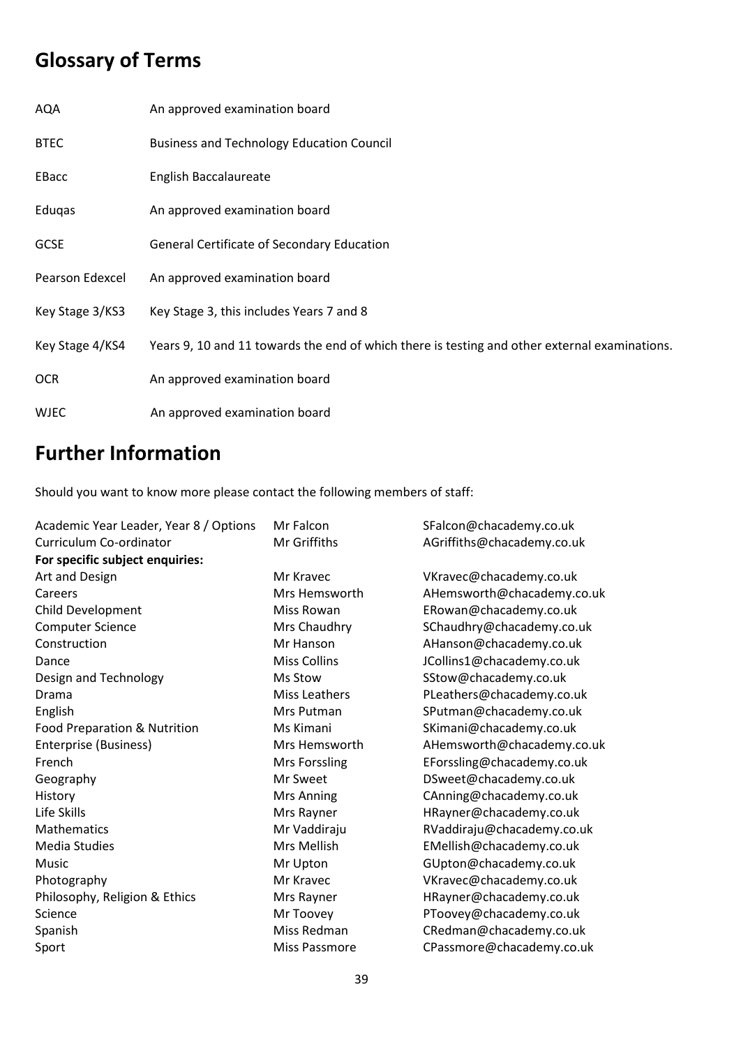## Glossary of Terms

| | |
|---|---|
| AQA | An approved examination board |
| BTEC | Business and Technology Education Council |
| EBacc | English Baccalaureate |
| Eduqas | An approved examination board |
| GCSE | General Certificate of Secondary Education |
| Pearson Edexcel | An approved examination board |
| Key Stage 3/KS3 | Key Stage 3, this includes Years 7 and 8 |
| Key Stage 4/KS4 | Years 9, 10 and 11 towards the end of which there is testing and other external examinations. |
| OCR | An approved examination board |
| WJEC | An approved examination board |

## Further Information

Should you want to know more please contact the following members of staff:

| | | |
|---|---|---|
| Academic Year Leader, Year 8 / Options | Mr Falcon | SFalcon@chacademy.co.uk |
| Curriculum Co-ordinator | Mr Griffiths | AGriffiths@chacademy.co.uk |
| **For specific subject enquiries:** | | |
| Art and Design | Mr Kravec | VKravec@chacademy.co.uk |
| Careers | Mrs Hemsworth | AHemsworth@chacademy.co.uk |
| Child Development | Miss Rowan | ERowan@chacademy.co.uk |
| Computer Science | Mrs Chaudhry | SChaudhry@chacademy.co.uk |
| Construction | Mr Hanson | AHanson@chacademy.co.uk |
| Dance | Miss Collins | JCollins1@chacademy.co.uk |
| Design and Technology | Ms Stow | SStow@chacademy.co.uk |
| Drama | Miss Leathers | PLeathers@chacademy.co.uk |
| English | Mrs Putman | SPutman@chacademy.co.uk |
| Food Preparation & Nutrition | Ms Kimani | SKimani@chacademy.co.uk |
| Enterprise (Business) | Mrs Hemsworth | AHemsworth@chacademy.co.uk |
| French | Mrs Forssling | EForssling@chacademy.co.uk |
| Geography | Mr Sweet | DSweet@chacademy.co.uk |
| History | Mrs Anning | CAnning@chacademy.co.uk |
| Life Skills | Mrs Rayner | HRayner@chacademy.co.uk |
| Mathematics | Mr Vaddiraju | RVaddiraju@chacademy.co.uk |
| Media Studies | Mrs Mellish | EMellish@chacademy.co.uk |
| Music | Mr Upton | GUpton@chacademy.co.uk |
| Photography | Mr Kravec | VKravec@chacademy.co.uk |
| Philosophy, Religion & Ethics | Mrs Rayner | HRayner@chacademy.co.uk |
| Science | Mr Toovey | PToovey@chacademy.co.uk |
| Spanish | Miss Redman | CRedman@chacademy.co.uk |
| Sport | Miss Passmore | CPassmore@chacademy.co.uk |